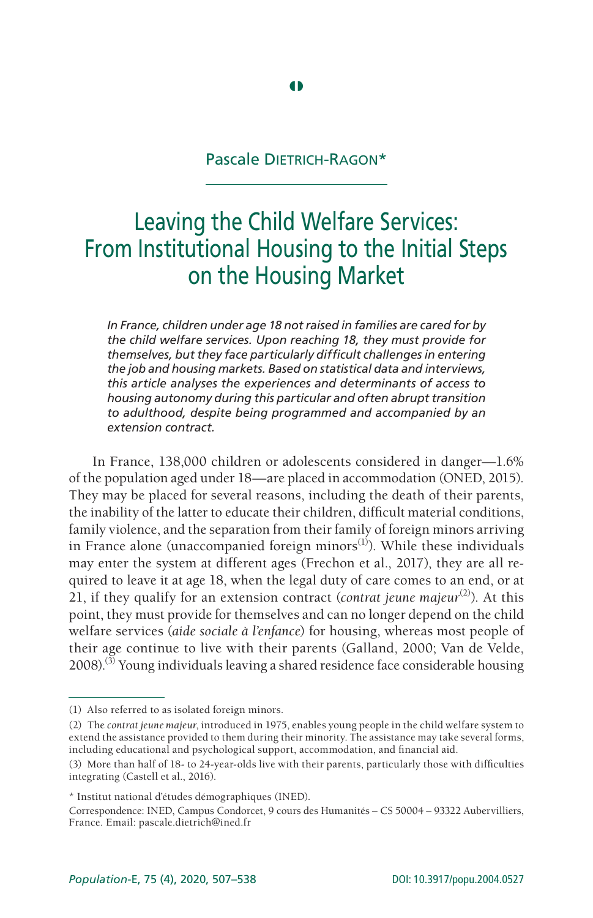Pascale Dietrich-Ragon*

# Leaving the Child Welfare Services: From Institutional Housing to the Initial Steps on the Housing Market

*In France, children under age 18 not raised in families are cared for by the child welfare services. Upon reaching 18, they must provide for themselves, but they face particularly difficult challenges in entering the job and housing markets. Based on statistical data and interviews, this article analyses the experiences and determinants of access to housing autonomy during this particular and often abrupt transition to adulthood, despite being programmed and accompanied by an extension contract.*

In France, 138,000 children or adolescents considered in danger—1.6% of the population aged under 18—are placed in accommodation (ONED, 2015). They may be placed for several reasons, including the death of their parents, the inability of the latter to educate their children, difficult material conditions, family violence, and the separation from their family of foreign minors arriving in France alone (unaccompanied foreign minors[1]). While these individuals may enter the system at different ages (Frechon et al., 2017), they are all required to leave it at age 18, when the legal duty of care comes to an end, or at 21, if they qualify for an extension contract (*contrat jeune majeur*[2]). At this point, they must provide for themselves and can no longer depend on the child welfare services (*aide sociale à l'enfance*) for housing, whereas most people of their age continue to live with their parents (Galland, 2000; Van de Velde, 2008).[3] Young individuals leaving a shared residence face considerable housing

(1) Also referred to as isolated foreign minors.

(2) The *contrat jeune majeur*, introduced in 1975, enables young people in the child welfare system to extend the assistance provided to them during their minority. The assistance may take several forms, including educational and psychological support, accommodation, and financial aid.

(3) More than half of 18- to 24-year-olds live with their parents, particularly those with difficulties integrating (Castell et al., 2016).

\* Institut national d'études démographiques (INED).

Correspondence: INED, Campus Condorcet, 9 cours des Humanités – CS 50004 – 93322 Aubervilliers, France. Email: pascale.dietrich@ined.fr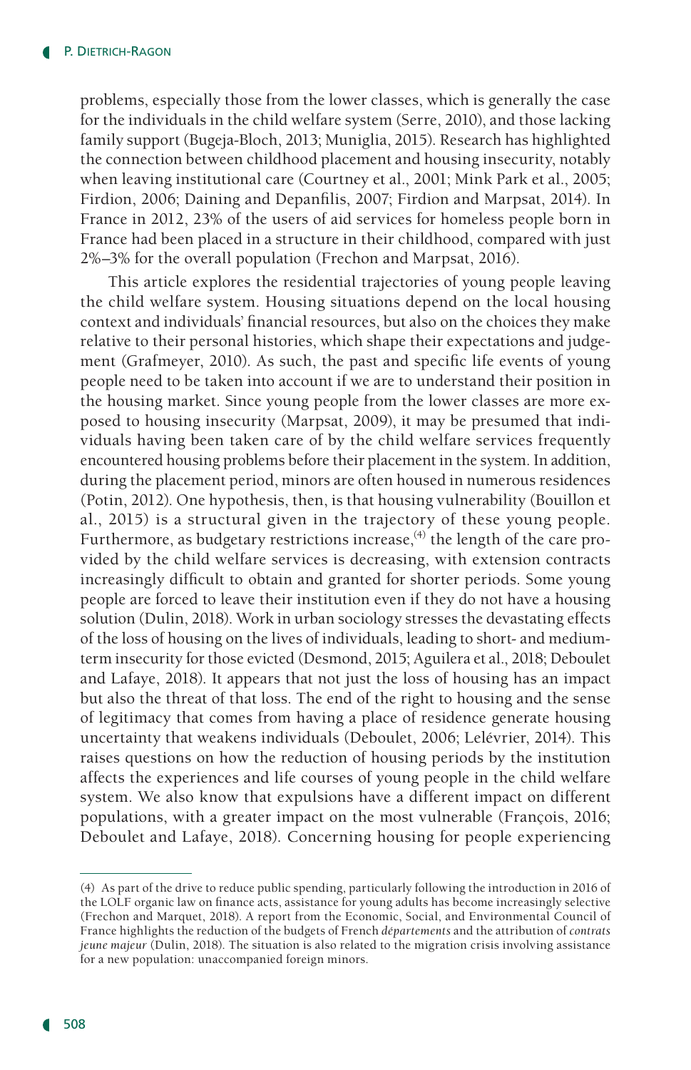problems, especially those from the lower classes, which is generally the case for the individuals in the child welfare system (Serre, 2010), and those lacking family support (Bugeja-Bloch, 2013; Muniglia, 2015). Research has highlighted the connection between childhood placement and housing insecurity, notably when leaving institutional care (Courtney et al., 2001; Mink Park et al., 2005; Firdion, 2006; Daining and Depanfilis, 2007; Firdion and Marpsat, 2014). In France in 2012, 23% of the users of aid services for homeless people born in France had been placed in a structure in their childhood, compared with just 2%–3% for the overall population (Frechon and Marpsat, 2016).

This article explores the residential trajectories of young people leaving the child welfare system. Housing situations depend on the local housing context and individuals' financial resources, but also on the choices they make relative to their personal histories, which shape their expectations and judgement (Grafmeyer, 2010). As such, the past and specific life events of young people need to be taken into account if we are to understand their position in the housing market. Since young people from the lower classes are more exposed to housing insecurity (Marpsat, 2009), it may be presumed that individuals having been taken care of by the child welfare services frequently encountered housing problems before their placement in the system. In addition, during the placement period, minors are often housed in numerous residences (Potin, 2012). One hypothesis, then, is that housing vulnerability (Bouillon et al., 2015) is a structural given in the trajectory of these young people. Furthermore, as budgetary restrictions increase,[4] the length of the care provided by the child welfare services is decreasing, with extension contracts increasingly difficult to obtain and granted for shorter periods. Some young people are forced to leave their institution even if they do not have a housing solution (Dulin, 2018). Work in urban sociology stresses the devastating effects of the loss of housing on the lives of individuals, leading to short- and medium-term insecurity for those evicted (Desmond, 2015; Aguilera et al., 2018; Deboulet and Lafaye, 2018). It appears that not just the loss of housing has an impact but also the threat of that loss. The end of the right to housing and the sense of legitimacy that comes from having a place of residence generate housing uncertainty that weakens individuals (Deboulet, 2006; Lelévrier, 2014). This raises questions on how the reduction of housing periods by the institution affects the experiences and life courses of young people in the child welfare system. We also know that expulsions have a different impact on different populations, with a greater impact on the most vulnerable (François, 2016; Deboulet and Lafaye, 2018). Concerning housing for people experiencing

(4) As part of the drive to reduce public spending, particularly following the introduction in 2016 of the LOLF organic law on finance acts, assistance for young adults has become increasingly selective (Frechon and Marquet, 2018). A report from the Economic, Social, and Environmental Council of France highlights the reduction of the budgets of French *départements* and the attribution of *contrats jeune majeur* (Dulin, 2018). The situation is also related to the migration crisis involving assistance for a new population: unaccompanied foreign minors.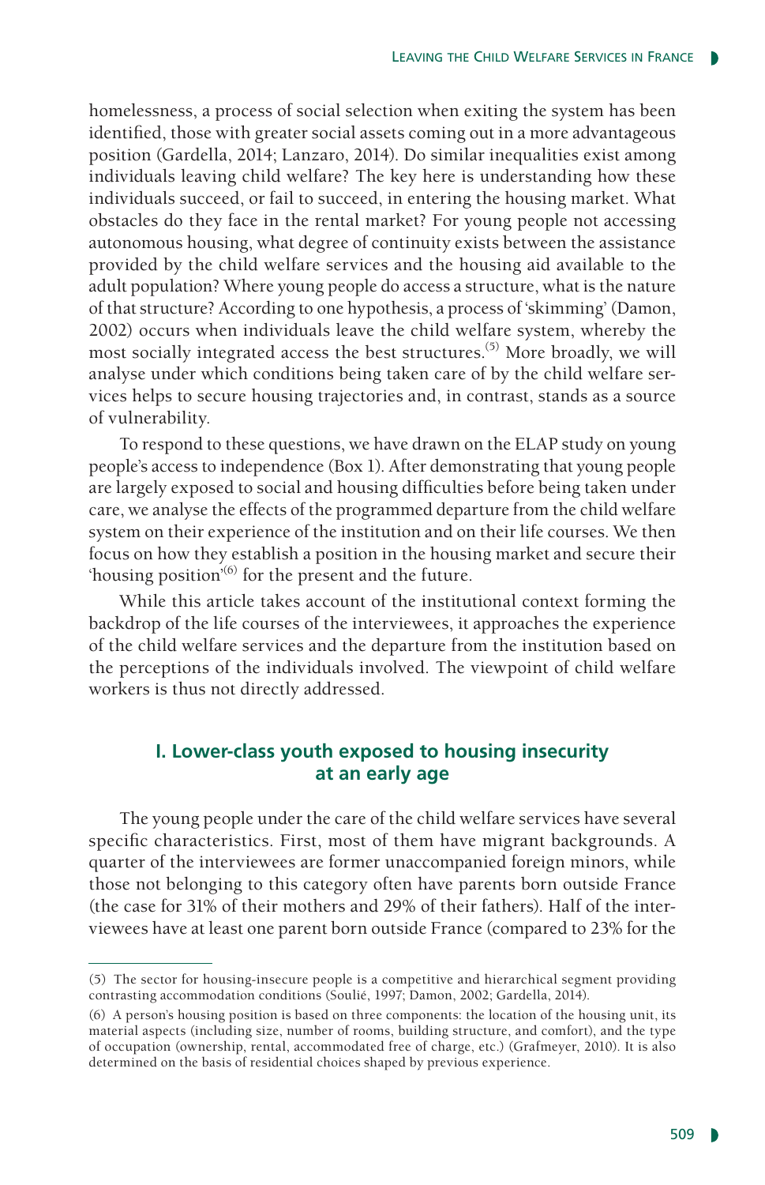homelessness, a process of social selection when exiting the system has been identified, those with greater social assets coming out in a more advantageous position (Gardella, 2014; Lanzaro, 2014). Do similar inequalities exist among individuals leaving child welfare? The key here is understanding how these individuals succeed, or fail to succeed, in entering the housing market. What obstacles do they face in the rental market? For young people not accessing autonomous housing, what degree of continuity exists between the assistance provided by the child welfare services and the housing aid available to the adult population? Where young people do access a structure, what is the nature of that structure? According to one hypothesis, a process of 'skimming' (Damon, 2002) occurs when individuals leave the child welfare system, whereby the most socially integrated access the best structures.[5] More broadly, we will analyse under which conditions being taken care of by the child welfare services helps to secure housing trajectories and, in contrast, stands as a source of vulnerability.

To respond to these questions, we have drawn on the ELAP study on young people's access to independence (Box 1). After demonstrating that young people are largely exposed to social and housing difficulties before being taken under care, we analyse the effects of the programmed departure from the child welfare system on their experience of the institution and on their life courses. We then focus on how they establish a position in the housing market and secure their 'housing position'[6] for the present and the future.

While this article takes account of the institutional context forming the backdrop of the life courses of the interviewees, it approaches the experience of the child welfare services and the departure from the institution based on the perceptions of the individuals involved. The viewpoint of child welfare workers is thus not directly addressed.

## I. Lower-class youth exposed to housing insecurity at an early age

The young people under the care of the child welfare services have several specific characteristics. First, most of them have migrant backgrounds. A quarter of the interviewees are former unaccompanied foreign minors, while those not belonging to this category often have parents born outside France (the case for 31% of their mothers and 29% of their fathers). Half of the interviewees have at least one parent born outside France (compared to 23% for the

---

(5) The sector for housing-insecure people is a competitive and hierarchical segment providing contrasting accommodation conditions (Soulié, 1997; Damon, 2002; Gardella, 2014).

(6) A person's housing position is based on three components: the location of the housing unit, its material aspects (including size, number of rooms, building structure, and comfort), and the type of occupation (ownership, rental, accommodated free of charge, etc.) (Grafmeyer, 2010). It is also determined on the basis of residential choices shaped by previous experience.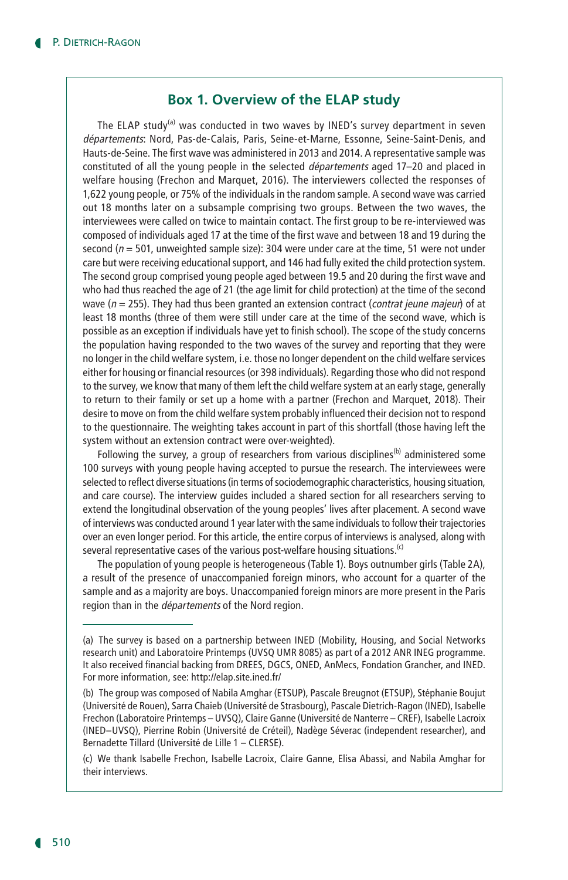## Box 1. Overview of the ELAP study

The ELAP study[a] was conducted in two waves by INED's survey department in seven *départements*: Nord, Pas-de-Calais, Paris, Seine-et-Marne, Essonne, Seine-Saint-Denis, and Hauts-de-Seine. The first wave was administered in 2013 and 2014. A representative sample was constituted of all the young people in the selected *départements* aged 17–20 and placed in welfare housing (Frechon and Marquet, 2016). The interviewers collected the responses of 1,622 young people, or 75% of the individuals in the random sample. A second wave was carried out 18 months later on a subsample comprising two groups. Between the two waves, the interviewees were called on twice to maintain contact. The first group to be re-interviewed was composed of individuals aged 17 at the time of the first wave and between 18 and 19 during the second ($n = 501$, unweighted sample size): 304 were under care at the time, 51 were not under care but were receiving educational support, and 146 had fully exited the child protection system. The second group comprised young people aged between 19.5 and 20 during the first wave and who had thus reached the age of 21 (the age limit for child protection) at the time of the second wave ($n = 255$). They had thus been granted an extension contract (*contrat jeune majeur*) of at least 18 months (three of them were still under care at the time of the second wave, which is possible as an exception if individuals have yet to finish school). The scope of the study concerns the population having responded to the two waves of the survey and reporting that they were no longer in the child welfare system, i.e. those no longer dependent on the child welfare services either for housing or financial resources (or 398 individuals). Regarding those who did not respond to the survey, we know that many of them left the child welfare system at an early stage, generally to return to their family or set up a home with a partner (Frechon and Marquet, 2018). Their desire to move on from the child welfare system probably influenced their decision not to respond to the questionnaire. The weighting takes account in part of this shortfall (those having left the system without an extension contract were over-weighted).

Following the survey, a group of researchers from various disciplines[b] administered some 100 surveys with young people having accepted to pursue the research. The interviewees were selected to reflect diverse situations (in terms of sociodemographic characteristics, housing situation, and care course). The interview guides included a shared section for all researchers serving to extend the longitudinal observation of the young peoples' lives after placement. A second wave of interviews was conducted around 1 year later with the same individuals to follow their trajectories over an even longer period. For this article, the entire corpus of interviews is analysed, along with several representative cases of the various post-welfare housing situations.[c]

The population of young people is heterogeneous (Table 1). Boys outnumber girls (Table 2A), a result of the presence of unaccompanied foreign minors, who account for a quarter of the sample and as a majority are boys. Unaccompanied foreign minors are more present in the Paris region than in the *départements* of the Nord region.

(a) The survey is based on a partnership between INED (Mobility, Housing, and Social Networks research unit) and Laboratoire Printemps (UVSQ UMR 8085) as part of a 2012 ANR INEG programme. It also received financial backing from DREES, DGCS, ONED, AnMecs, Fondation Grancher, and INED. For more information, see: http://elap.site.ined.fr/

(b) The group was composed of Nabila Amghar (ETSUP), Pascale Breugnot (ETSUP), Stéphanie Boujut (Université de Rouen), Sarra Chaieb (Université de Strasbourg), Pascale Dietrich-Ragon (INED), Isabelle Frechon (Laboratoire Printemps – UVSQ), Claire Ganne (Université de Nanterre – CREF), Isabelle Lacroix (INED–UVSQ), Pierrine Robin (Université de Créteil), Nadège Séverac (independent researcher), and Bernadette Tillard (Université de Lille 1 – CLERSE).

(c) We thank Isabelle Frechon, Isabelle Lacroix, Claire Ganne, Elisa Abassi, and Nabila Amghar for their interviews.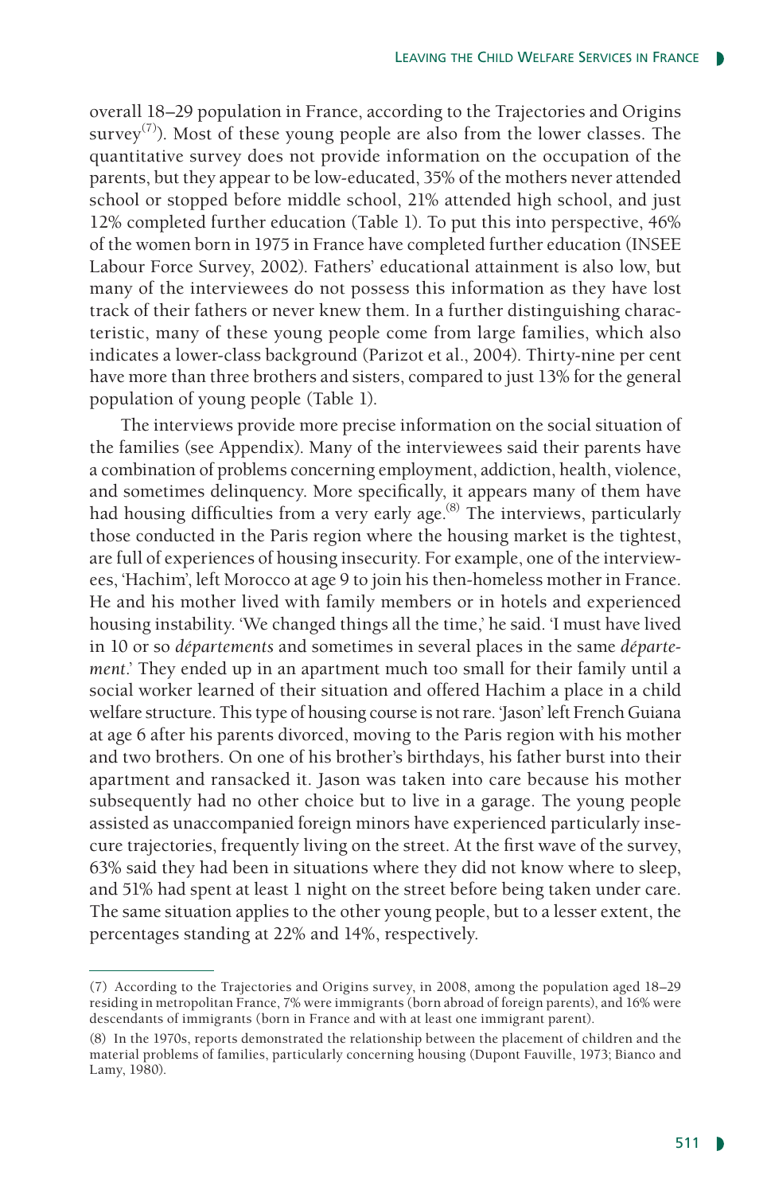overall 18–29 population in France, according to the Trajectories and Origins survey[7]). Most of these young people are also from the lower classes. The quantitative survey does not provide information on the occupation of the parents, but they appear to be low-educated, 35% of the mothers never attended school or stopped before middle school, 21% attended high school, and just 12% completed further education (Table 1). To put this into perspective, 46% of the women born in 1975 in France have completed further education (INSEE Labour Force Survey, 2002). Fathers' educational attainment is also low, but many of the interviewees do not possess this information as they have lost track of their fathers or never knew them. In a further distinguishing characteristic, many of these young people come from large families, which also indicates a lower-class background (Parizot et al., 2004). Thirty-nine per cent have more than three brothers and sisters, compared to just 13% for the general population of young people (Table 1).

The interviews provide more precise information on the social situation of the families (see Appendix). Many of the interviewees said their parents have a combination of problems concerning employment, addiction, health, violence, and sometimes delinquency. More specifically, it appears many of them have had housing difficulties from a very early age.[8] The interviews, particularly those conducted in the Paris region where the housing market is the tightest, are full of experiences of housing insecurity. For example, one of the interviewees, 'Hachim', left Morocco at age 9 to join his then-homeless mother in France. He and his mother lived with family members or in hotels and experienced housing instability. 'We changed things all the time,' he said. 'I must have lived in 10 or so *départements* and sometimes in several places in the same *département*.' They ended up in an apartment much too small for their family until a social worker learned of their situation and offered Hachim a place in a child welfare structure. This type of housing course is not rare. 'Jason' left French Guiana at age 6 after his parents divorced, moving to the Paris region with his mother and two brothers. On one of his brother's birthdays, his father burst into their apartment and ransacked it. Jason was taken into care because his mother subsequently had no other choice but to live in a garage. The young people assisted as unaccompanied foreign minors have experienced particularly insecure trajectories, frequently living on the street. At the first wave of the survey, 63% said they had been in situations where they did not know where to sleep, and 51% had spent at least 1 night on the street before being taken under care. The same situation applies to the other young people, but to a lesser extent, the percentages standing at 22% and 14%, respectively.

---

(7) According to the Trajectories and Origins survey, in 2008, among the population aged 18–29 residing in metropolitan France, 7% were immigrants (born abroad of foreign parents), and 16% were descendants of immigrants (born in France and with at least one immigrant parent).

(8) In the 1970s, reports demonstrated the relationship between the placement of children and the material problems of families, particularly concerning housing (Dupont Fauville, 1973; Bianco and Lamy, 1980).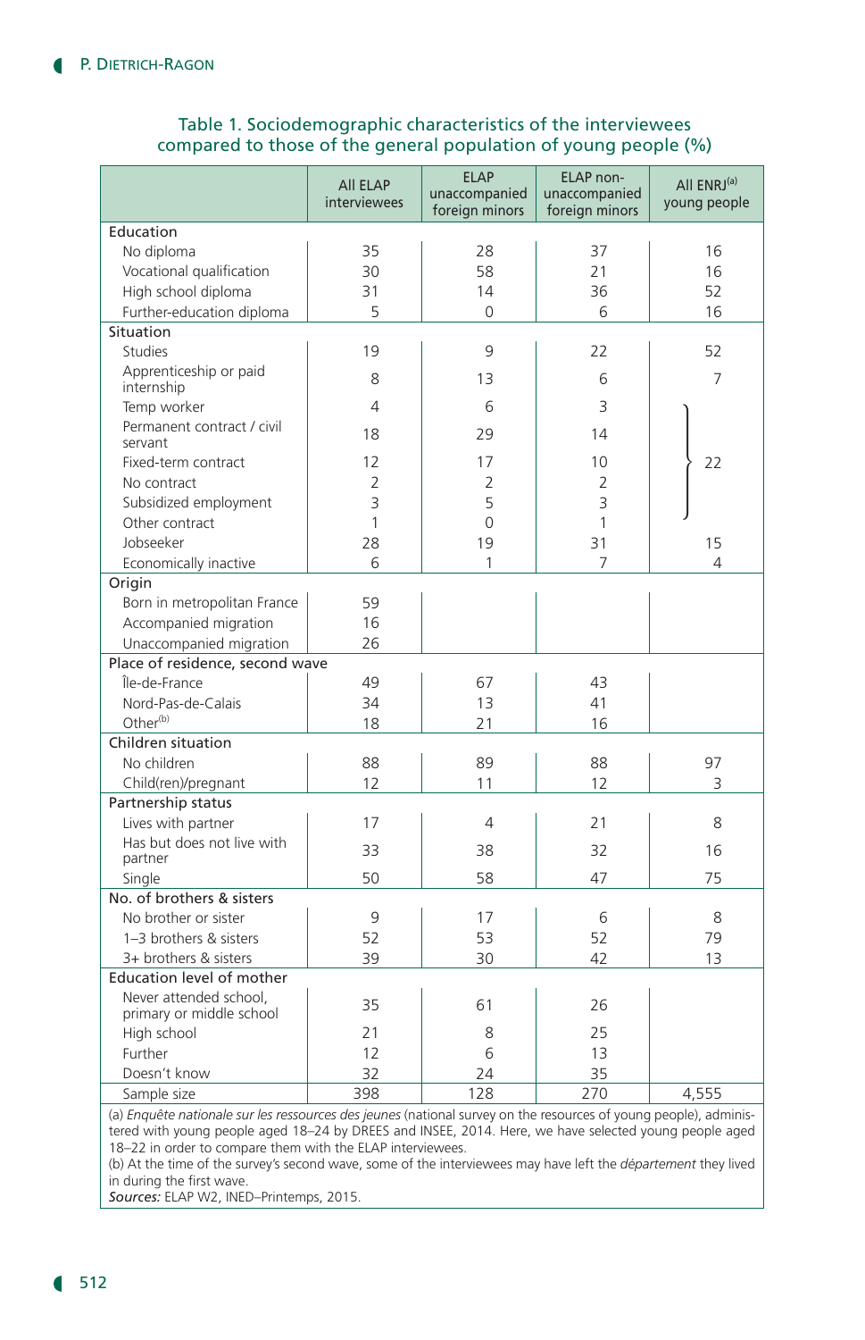Table 1. Sociodemographic characteristics of the interviewees compared to those of the general population of young people (%)

| | All ELAP interviewees | ELAP unaccompanied foreign minors | ELAP non-unaccompanied foreign minors | All ENRJ[a] young people |
|---|---|---|---|---|
| **Education** | | | | |
| No diploma | 35 | 28 | 37 | 16 |
| Vocational qualification | 30 | 58 | 21 | 16 |
| High school diploma | 31 | 14 | 36 | 52 |
| Further-education diploma | 5 | 0 | 6 | 16 |
| **Situation** | | | | |
| Studies | 19 | 9 | 22 | 52 |
| Apprenticeship or paid internship | 8 | 13 | 6 | 7 |
| Temp worker | 4 | 6 | 3 | 22 (Temp worker to Other contract combined) |
| Permanent contract / civil servant | 18 | 29 | 14 | |
| Fixed-term contract | 12 | 17 | 10 | |
| No contract | 2 | 2 | 2 | |
| Subsidized employment | 3 | 5 | 3 | |
| Other contract | 1 | 0 | 1 | |
| Jobseeker | 28 | 19 | 31 | 15 |
| Economically inactive | 6 | 1 | 7 | 4 |
| **Origin** | | | | |
| Born in metropolitan France | 59 | | | |
| Accompanied migration | 16 | | | |
| Unaccompanied migration | 26 | | | |
| **Place of residence, second wave** | | | | |
| Île-de-France | 49 | 67 | 43 | |
| Nord-Pas-de-Calais | 34 | 13 | 41 | |
| Other[b] | 18 | 21 | 16 | |
| **Children situation** | | | | |
| No children | 88 | 89 | 88 | 97 |
| Child(ren)/pregnant | 12 | 11 | 12 | 3 |
| **Partnership status** | | | | |
| Lives with partner | 17 | 4 | 21 | 8 |
| Has but does not live with partner | 33 | 38 | 32 | 16 |
| Single | 50 | 58 | 47 | 75 |
| **No. of brothers & sisters** | | | | |
| No brother or sister | 9 | 17 | 6 | 8 |
| 1–3 brothers & sisters | 52 | 53 | 52 | 79 |
| 3+ brothers & sisters | 39 | 30 | 42 | 13 |
| **Education level of mother** | | | | |
| Never attended school, primary or middle school | 35 | 61 | 26 | |
| High school | 21 | 8 | 25 | |
| Further | 12 | 6 | 13 | |
| Doesn't know | 32 | 24 | 35 | |
| Sample size | 398 | 128 | 270 | 4,555 |

(a) *Enquête nationale sur les ressources des jeunes* (national survey on the resources of young people), administered with young people aged 18–24 by DREES and INSEE, 2014. Here, we have selected young people aged 18–22 in order to compare them with the ELAP interviewees.
(b) At the time of the survey's second wave, some of the interviewees may have left the *département* they lived in during the first wave.
*Sources:* ELAP W2, INED–Printemps, 2015.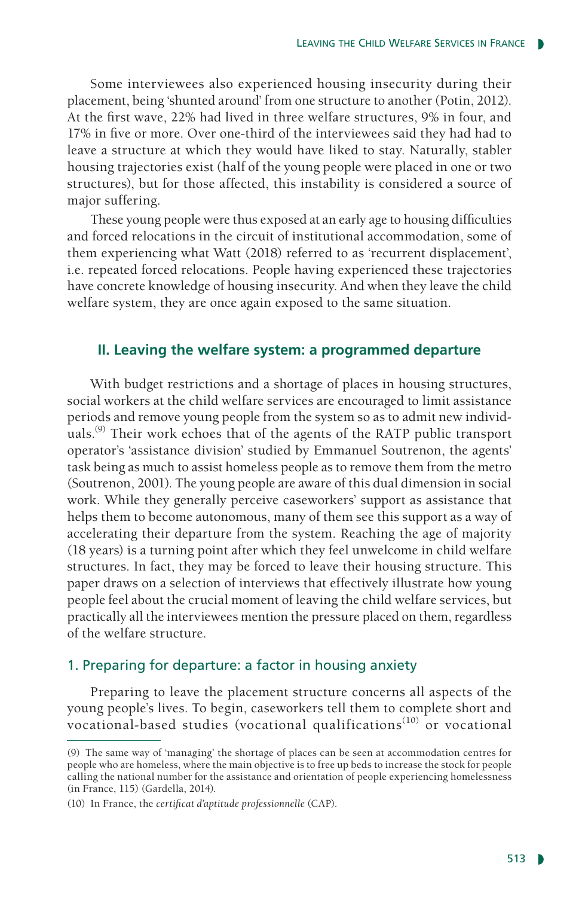Some interviewees also experienced housing insecurity during their placement, being 'shunted around' from one structure to another (Potin, 2012). At the first wave, 22% had lived in three welfare structures, 9% in four, and 17% in five or more. Over one-third of the interviewees said they had had to leave a structure at which they would have liked to stay. Naturally, stabler housing trajectories exist (half of the young people were placed in one or two structures), but for those affected, this instability is considered a source of major suffering.

These young people were thus exposed at an early age to housing difficulties and forced relocations in the circuit of institutional accommodation, some of them experiencing what Watt (2018) referred to as 'recurrent displacement', i.e. repeated forced relocations. People having experienced these trajectories have concrete knowledge of housing insecurity. And when they leave the child welfare system, they are once again exposed to the same situation.

## II. Leaving the welfare system: a programmed departure

With budget restrictions and a shortage of places in housing structures, social workers at the child welfare services are encouraged to limit assistance periods and remove young people from the system so as to admit new individuals.[9] Their work echoes that of the agents of the RATP public transport operator's 'assistance division' studied by Emmanuel Soutrenon, the agents' task being as much to assist homeless people as to remove them from the metro (Soutrenon, 2001). The young people are aware of this dual dimension in social work. While they generally perceive caseworkers' support as assistance that helps them to become autonomous, many of them see this support as a way of accelerating their departure from the system. Reaching the age of majority (18 years) is a turning point after which they feel unwelcome in child welfare structures. In fact, they may be forced to leave their housing structure. This paper draws on a selection of interviews that effectively illustrate how young people feel about the crucial moment of leaving the child welfare services, but practically all the interviewees mention the pressure placed on them, regardless of the welfare structure.

### 1. Preparing for departure: a factor in housing anxiety

Preparing to leave the placement structure concerns all aspects of the young people's lives. To begin, caseworkers tell them to complete short and vocational-based studies (vocational qualifications[10] or vocational

(9) The same way of 'managing' the shortage of places can be seen at accommodation centres for people who are homeless, where the main objective is to free up beds to increase the stock for people calling the national number for the assistance and orientation of people experiencing homelessness (in France, 115) (Gardella, 2014).

(10) In France, the *certificat d'aptitude professionnelle* (CAP).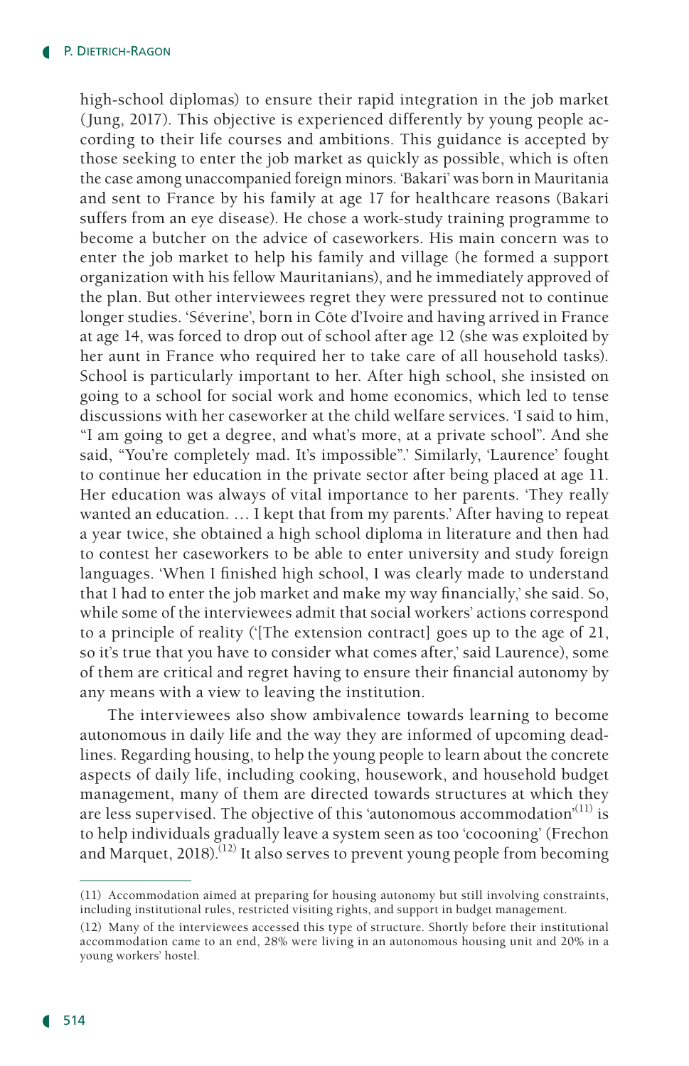high-school diplomas) to ensure their rapid integration in the job market (Jung, 2017). This objective is experienced differently by young people according to their life courses and ambitions. This guidance is accepted by those seeking to enter the job market as quickly as possible, which is often the case among unaccompanied foreign minors. 'Bakari' was born in Mauritania and sent to France by his family at age 17 for healthcare reasons (Bakari suffers from an eye disease). He chose a work-study training programme to become a butcher on the advice of caseworkers. His main concern was to enter the job market to help his family and village (he formed a support organization with his fellow Mauritanians), and he immediately approved of the plan. But other interviewees regret they were pressured not to continue longer studies. 'Séverine', born in Côte d'Ivoire and having arrived in France at age 14, was forced to drop out of school after age 12 (she was exploited by her aunt in France who required her to take care of all household tasks). School is particularly important to her. After high school, she insisted on going to a school for social work and home economics, which led to tense discussions with her caseworker at the child welfare services. 'I said to him, "I am going to get a degree, and what's more, at a private school". And she said, "You're completely mad. It's impossible".' Similarly, 'Laurence' fought to continue her education in the private sector after being placed at age 11. Her education was always of vital importance to her parents. 'They really wanted an education. … I kept that from my parents.' After having to repeat a year twice, she obtained a high school diploma in literature and then had to contest her caseworkers to be able to enter university and study foreign languages. 'When I finished high school, I was clearly made to understand that I had to enter the job market and make my way financially,' she said. So, while some of the interviewees admit that social workers' actions correspond to a principle of reality ('[The extension contract] goes up to the age of 21, so it's true that you have to consider what comes after,' said Laurence), some of them are critical and regret having to ensure their financial autonomy by any means with a view to leaving the institution.

The interviewees also show ambivalence towards learning to become autonomous in daily life and the way they are informed of upcoming deadlines. Regarding housing, to help the young people to learn about the concrete aspects of daily life, including cooking, housework, and household budget management, many of them are directed towards structures at which they are less supervised. The objective of this 'autonomous accommodation'[11] is to help individuals gradually leave a system seen as too 'cocooning' (Frechon and Marquet, 2018).[12] It also serves to prevent young people from becoming

(11) Accommodation aimed at preparing for housing autonomy but still involving constraints, including institutional rules, restricted visiting rights, and support in budget management.

(12) Many of the interviewees accessed this type of structure. Shortly before their institutional accommodation came to an end, 28% were living in an autonomous housing unit and 20% in a young workers' hostel.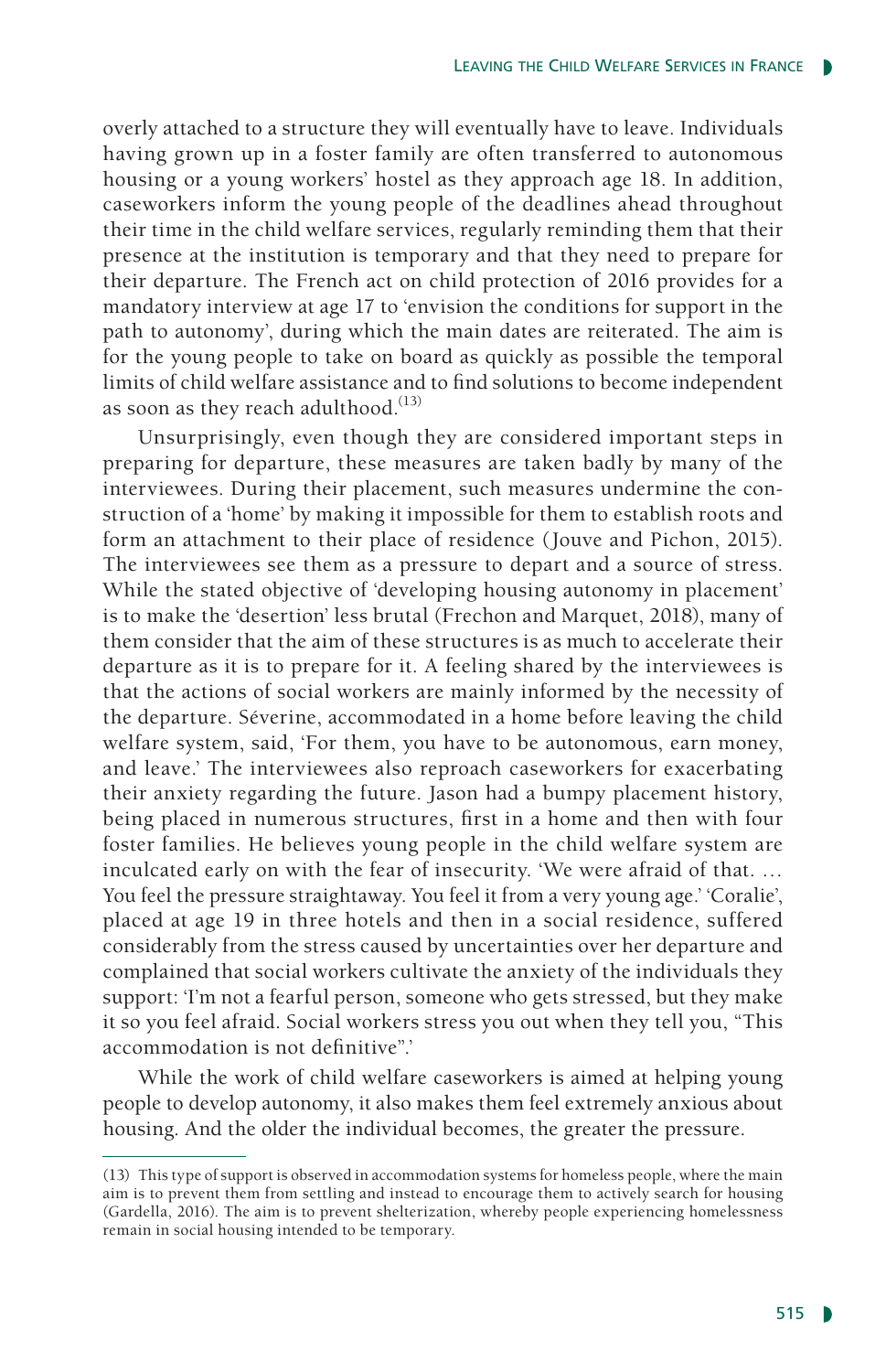overly attached to a structure they will eventually have to leave. Individuals having grown up in a foster family are often transferred to autonomous housing or a young workers' hostel as they approach age 18. In addition, caseworkers inform the young people of the deadlines ahead throughout their time in the child welfare services, regularly reminding them that their presence at the institution is temporary and that they need to prepare for their departure. The French act on child protection of 2016 provides for a mandatory interview at age 17 to 'envision the conditions for support in the path to autonomy', during which the main dates are reiterated. The aim is for the young people to take on board as quickly as possible the temporal limits of child welfare assistance and to find solutions to become independent as soon as they reach adulthood.[13]

Unsurprisingly, even though they are considered important steps in preparing for departure, these measures are taken badly by many of the interviewees. During their placement, such measures undermine the construction of a 'home' by making it impossible for them to establish roots and form an attachment to their place of residence (Jouve and Pichon, 2015). The interviewees see them as a pressure to depart and a source of stress. While the stated objective of 'developing housing autonomy in placement' is to make the 'desertion' less brutal (Frechon and Marquet, 2018), many of them consider that the aim of these structures is as much to accelerate their departure as it is to prepare for it. A feeling shared by the interviewees is that the actions of social workers are mainly informed by the necessity of the departure. Séverine, accommodated in a home before leaving the child welfare system, said, 'For them, you have to be autonomous, earn money, and leave.' The interviewees also reproach caseworkers for exacerbating their anxiety regarding the future. Jason had a bumpy placement history, being placed in numerous structures, first in a home and then with four foster families. He believes young people in the child welfare system are inculcated early on with the fear of insecurity. 'We were afraid of that. … You feel the pressure straightaway. You feel it from a very young age.' 'Coralie', placed at age 19 in three hotels and then in a social residence, suffered considerably from the stress caused by uncertainties over her departure and complained that social workers cultivate the anxiety of the individuals they support: 'I'm not a fearful person, someone who gets stressed, but they make it so you feel afraid. Social workers stress you out when they tell you, "This accommodation is not definitive".'

While the work of child welfare caseworkers is aimed at helping young people to develop autonomy, it also makes them feel extremely anxious about housing. And the older the individual becomes, the greater the pressure.

---

(13) This type of support is observed in accommodation systems for homeless people, where the main aim is to prevent them from settling and instead to encourage them to actively search for housing (Gardella, 2016). The aim is to prevent shelterization, whereby people experiencing homelessness remain in social housing intended to be temporary.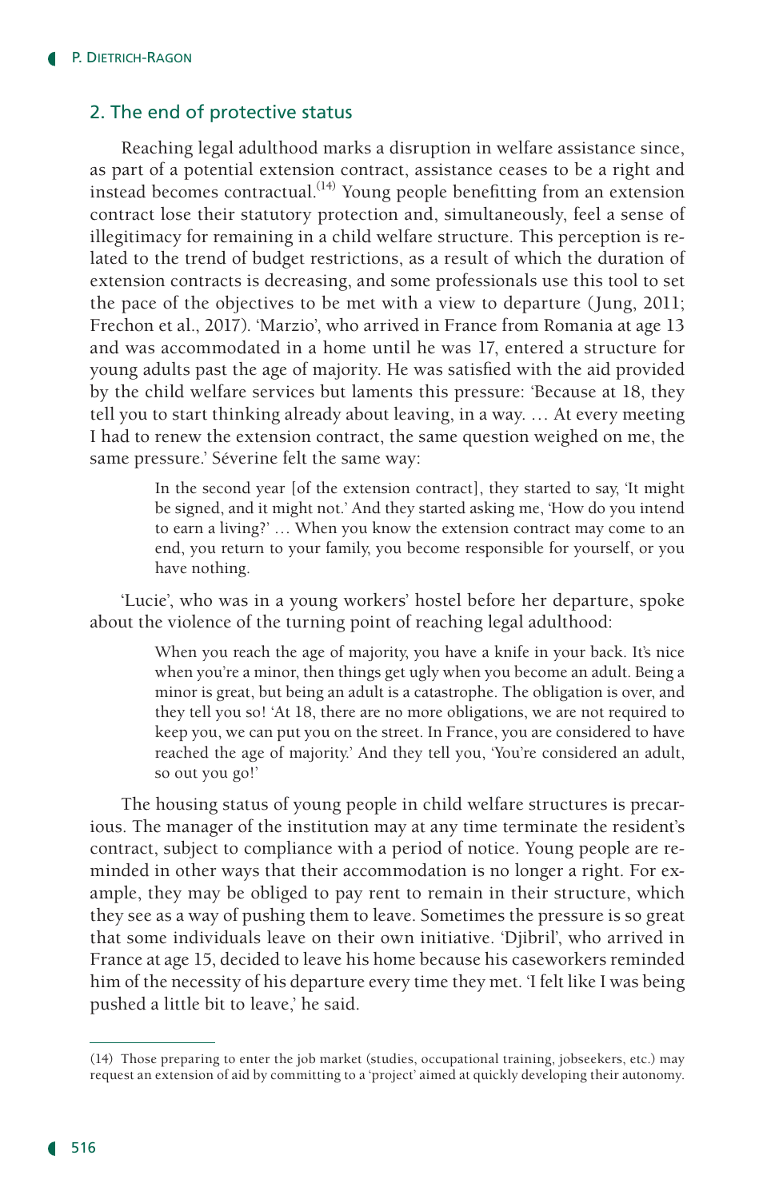## 2. The end of protective status

Reaching legal adulthood marks a disruption in welfare assistance since, as part of a potential extension contract, assistance ceases to be a right and instead becomes contractual.[14] Young people benefitting from an extension contract lose their statutory protection and, simultaneously, feel a sense of illegitimacy for remaining in a child welfare structure. This perception is related to the trend of budget restrictions, as a result of which the duration of extension contracts is decreasing, and some professionals use this tool to set the pace of the objectives to be met with a view to departure (Jung, 2011; Frechon et al., 2017). 'Marzio', who arrived in France from Romania at age 13 and was accommodated in a home until he was 17, entered a structure for young adults past the age of majority. He was satisfied with the aid provided by the child welfare services but laments this pressure: 'Because at 18, they tell you to start thinking already about leaving, in a way. … At every meeting I had to renew the extension contract, the same question weighed on me, the same pressure.' Séverine felt the same way:

> In the second year [of the extension contract], they started to say, 'It might be signed, and it might not.' And they started asking me, 'How do you intend to earn a living?' … When you know the extension contract may come to an end, you return to your family, you become responsible for yourself, or you have nothing.

'Lucie', who was in a young workers' hostel before her departure, spoke about the violence of the turning point of reaching legal adulthood:

> When you reach the age of majority, you have a knife in your back. It's nice when you're a minor, then things get ugly when you become an adult. Being a minor is great, but being an adult is a catastrophe. The obligation is over, and they tell you so! 'At 18, there are no more obligations, we are not required to keep you, we can put you on the street. In France, you are considered to have reached the age of majority.' And they tell you, 'You're considered an adult, so out you go!'

The housing status of young people in child welfare structures is precarious. The manager of the institution may at any time terminate the resident's contract, subject to compliance with a period of notice. Young people are reminded in other ways that their accommodation is no longer a right. For example, they may be obliged to pay rent to remain in their structure, which they see as a way of pushing them to leave. Sometimes the pressure is so great that some individuals leave on their own initiative. 'Djibril', who arrived in France at age 15, decided to leave his home because his caseworkers reminded him of the necessity of his departure every time they met. 'I felt like I was being pushed a little bit to leave,' he said.

(14) Those preparing to enter the job market (studies, occupational training, jobseekers, etc.) may request an extension of aid by committing to a 'project' aimed at quickly developing their autonomy.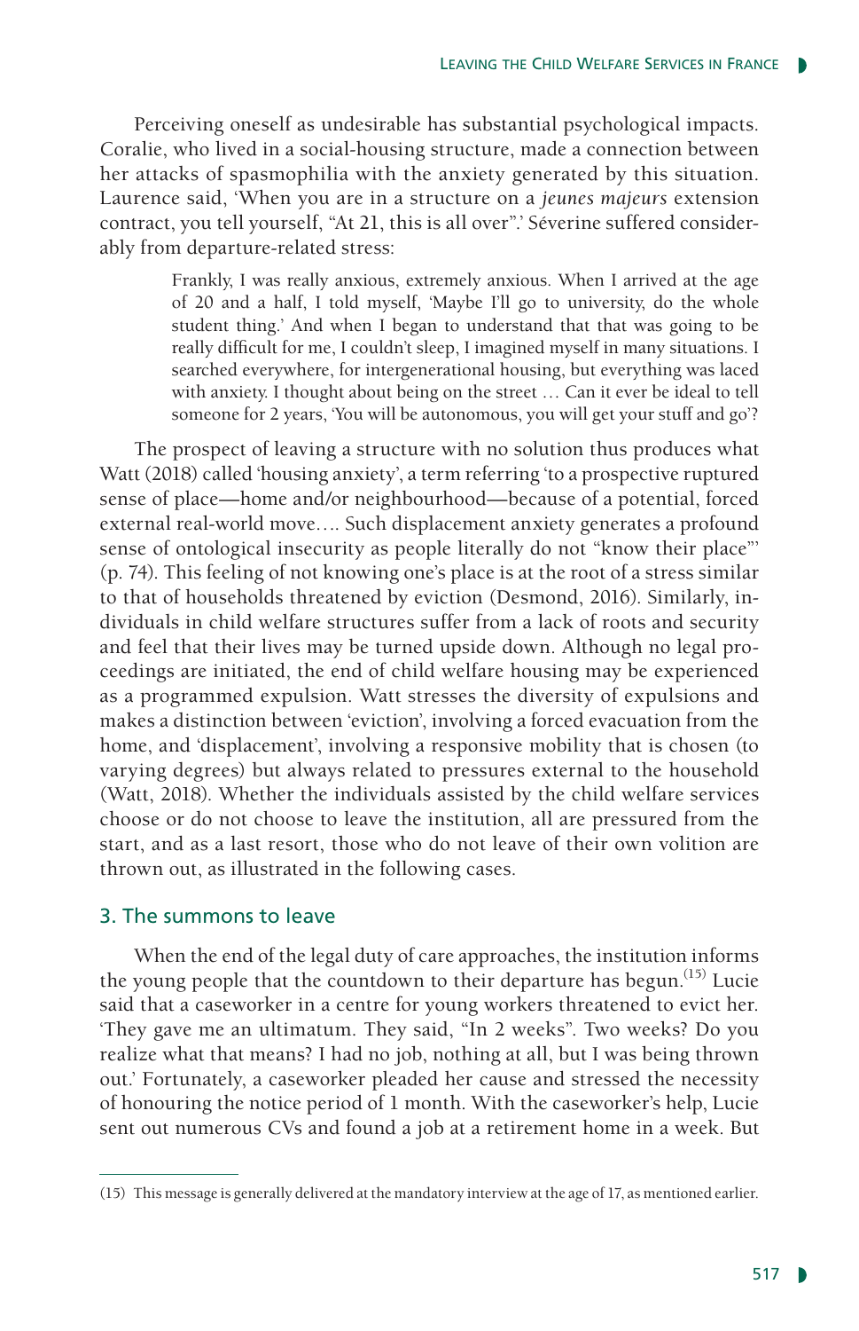Perceiving oneself as undesirable has substantial psychological impacts. Coralie, who lived in a social-housing structure, made a connection between her attacks of spasmophilia with the anxiety generated by this situation. Laurence said, 'When you are in a structure on a *jeunes majeurs* extension contract, you tell yourself, "At 21, this is all over".' Séverine suffered considerably from departure-related stress:

> Frankly, I was really anxious, extremely anxious. When I arrived at the age of 20 and a half, I told myself, 'Maybe I'll go to university, do the whole student thing.' And when I began to understand that that was going to be really difficult for me, I couldn't sleep, I imagined myself in many situations. I searched everywhere, for intergenerational housing, but everything was laced with anxiety. I thought about being on the street … Can it ever be ideal to tell someone for 2 years, 'You will be autonomous, you will get your stuff and go'?

The prospect of leaving a structure with no solution thus produces what Watt (2018) called 'housing anxiety', a term referring 'to a prospective ruptured sense of place—home and/or neighbourhood—because of a potential, forced external real-world move…. Such displacement anxiety generates a profound sense of ontological insecurity as people literally do not "know their place"' (p. 74). This feeling of not knowing one's place is at the root of a stress similar to that of households threatened by eviction (Desmond, 2016). Similarly, individuals in child welfare structures suffer from a lack of roots and security and feel that their lives may be turned upside down. Although no legal proceedings are initiated, the end of child welfare housing may be experienced as a programmed expulsion. Watt stresses the diversity of expulsions and makes a distinction between 'eviction', involving a forced evacuation from the home, and 'displacement', involving a responsive mobility that is chosen (to varying degrees) but always related to pressures external to the household (Watt, 2018). Whether the individuals assisted by the child welfare services choose or do not choose to leave the institution, all are pressured from the start, and as a last resort, those who do not leave of their own volition are thrown out, as illustrated in the following cases.

## 3. The summons to leave

When the end of the legal duty of care approaches, the institution informs the young people that the countdown to their departure has begun.[15] Lucie said that a caseworker in a centre for young workers threatened to evict her. 'They gave me an ultimatum. They said, "In 2 weeks". Two weeks? Do you realize what that means? I had no job, nothing at all, but I was being thrown out.' Fortunately, a caseworker pleaded her cause and stressed the necessity of honouring the notice period of 1 month. With the caseworker's help, Lucie sent out numerous CVs and found a job at a retirement home in a week. But

(15) This message is generally delivered at the mandatory interview at the age of 17, as mentioned earlier.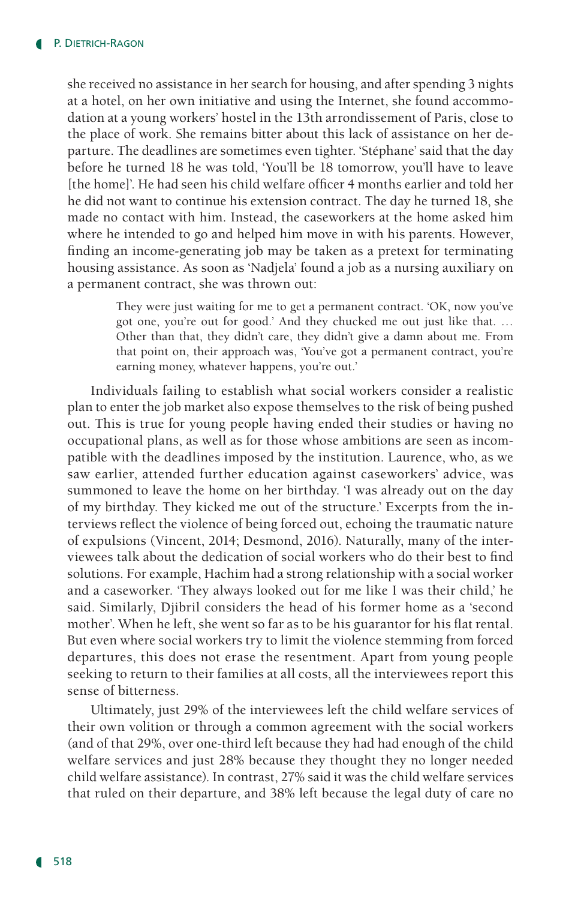she received no assistance in her search for housing, and after spending 3 nights at a hotel, on her own initiative and using the Internet, she found accommodation at a young workers' hostel in the 13th arrondissement of Paris, close to the place of work. She remains bitter about this lack of assistance on her departure. The deadlines are sometimes even tighter. 'Stéphane' said that the day before he turned 18 he was told, 'You'll be 18 tomorrow, you'll have to leave [the home]'. He had seen his child welfare officer 4 months earlier and told her he did not want to continue his extension contract. The day he turned 18, she made no contact with him. Instead, the caseworkers at the home asked him where he intended to go and helped him move in with his parents. However, finding an income-generating job may be taken as a pretext for terminating housing assistance. As soon as 'Nadjela' found a job as a nursing auxiliary on a permanent contract, she was thrown out:

> They were just waiting for me to get a permanent contract. 'OK, now you've got one, you're out for good.' And they chucked me out just like that. … Other than that, they didn't care, they didn't give a damn about me. From that point on, their approach was, 'You've got a permanent contract, you're earning money, whatever happens, you're out.'

Individuals failing to establish what social workers consider a realistic plan to enter the job market also expose themselves to the risk of being pushed out. This is true for young people having ended their studies or having no occupational plans, as well as for those whose ambitions are seen as incompatible with the deadlines imposed by the institution. Laurence, who, as we saw earlier, attended further education against caseworkers' advice, was summoned to leave the home on her birthday. 'I was already out on the day of my birthday. They kicked me out of the structure.' Excerpts from the interviews reflect the violence of being forced out, echoing the traumatic nature of expulsions (Vincent, 2014; Desmond, 2016). Naturally, many of the interviewees talk about the dedication of social workers who do their best to find solutions. For example, Hachim had a strong relationship with a social worker and a caseworker. 'They always looked out for me like I was their child,' he said. Similarly, Djibril considers the head of his former home as a 'second mother'. When he left, she went so far as to be his guarantor for his flat rental. But even where social workers try to limit the violence stemming from forced departures, this does not erase the resentment. Apart from young people seeking to return to their families at all costs, all the interviewees report this sense of bitterness.

Ultimately, just 29% of the interviewees left the child welfare services of their own volition or through a common agreement with the social workers (and of that 29%, over one-third left because they had had enough of the child welfare services and just 28% because they thought they no longer needed child welfare assistance). In contrast, 27% said it was the child welfare services that ruled on their departure, and 38% left because the legal duty of care no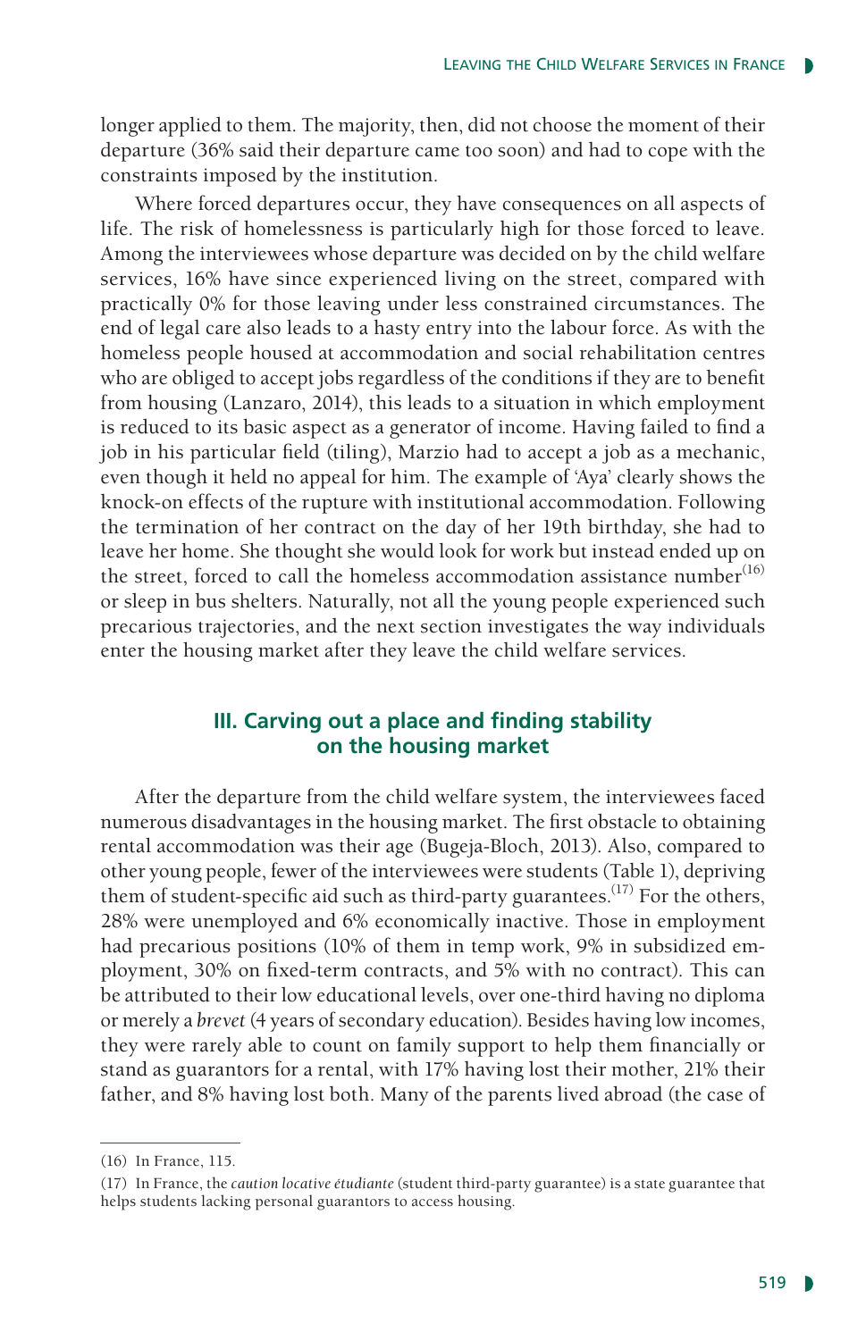longer applied to them. The majority, then, did not choose the moment of their departure (36% said their departure came too soon) and had to cope with the constraints imposed by the institution.

Where forced departures occur, they have consequences on all aspects of life. The risk of homelessness is particularly high for those forced to leave. Among the interviewees whose departure was decided on by the child welfare services, 16% have since experienced living on the street, compared with practically 0% for those leaving under less constrained circumstances. The end of legal care also leads to a hasty entry into the labour force. As with the homeless people housed at accommodation and social rehabilitation centres who are obliged to accept jobs regardless of the conditions if they are to benefit from housing (Lanzaro, 2014), this leads to a situation in which employment is reduced to its basic aspect as a generator of income. Having failed to find a job in his particular field (tiling), Marzio had to accept a job as a mechanic, even though it held no appeal for him. The example of 'Aya' clearly shows the knock-on effects of the rupture with institutional accommodation. Following the termination of her contract on the day of her 19th birthday, she had to leave her home. She thought she would look for work but instead ended up on the street, forced to call the homeless accommodation assistance number[16] or sleep in bus shelters. Naturally, not all the young people experienced such precarious trajectories, and the next section investigates the way individuals enter the housing market after they leave the child welfare services.

## III. Carving out a place and finding stability on the housing market

After the departure from the child welfare system, the interviewees faced numerous disadvantages in the housing market. The first obstacle to obtaining rental accommodation was their age (Bugeja-Bloch, 2013). Also, compared to other young people, fewer of the interviewees were students (Table 1), depriving them of student-specific aid such as third-party guarantees.[17] For the others, 28% were unemployed and 6% economically inactive. Those in employment had precarious positions (10% of them in temp work, 9% in subsidized employment, 30% on fixed-term contracts, and 5% with no contract). This can be attributed to their low educational levels, over one-third having no diploma or merely a *brevet* (4 years of secondary education). Besides having low incomes, they were rarely able to count on family support to help them financially or stand as guarantors for a rental, with 17% having lost their mother, 21% their father, and 8% having lost both. Many of the parents lived abroad (the case of

---

(16) In France, 115.

(17) In France, the *caution locative étudiante* (student third-party guarantee) is a state guarantee that helps students lacking personal guarantors to access housing.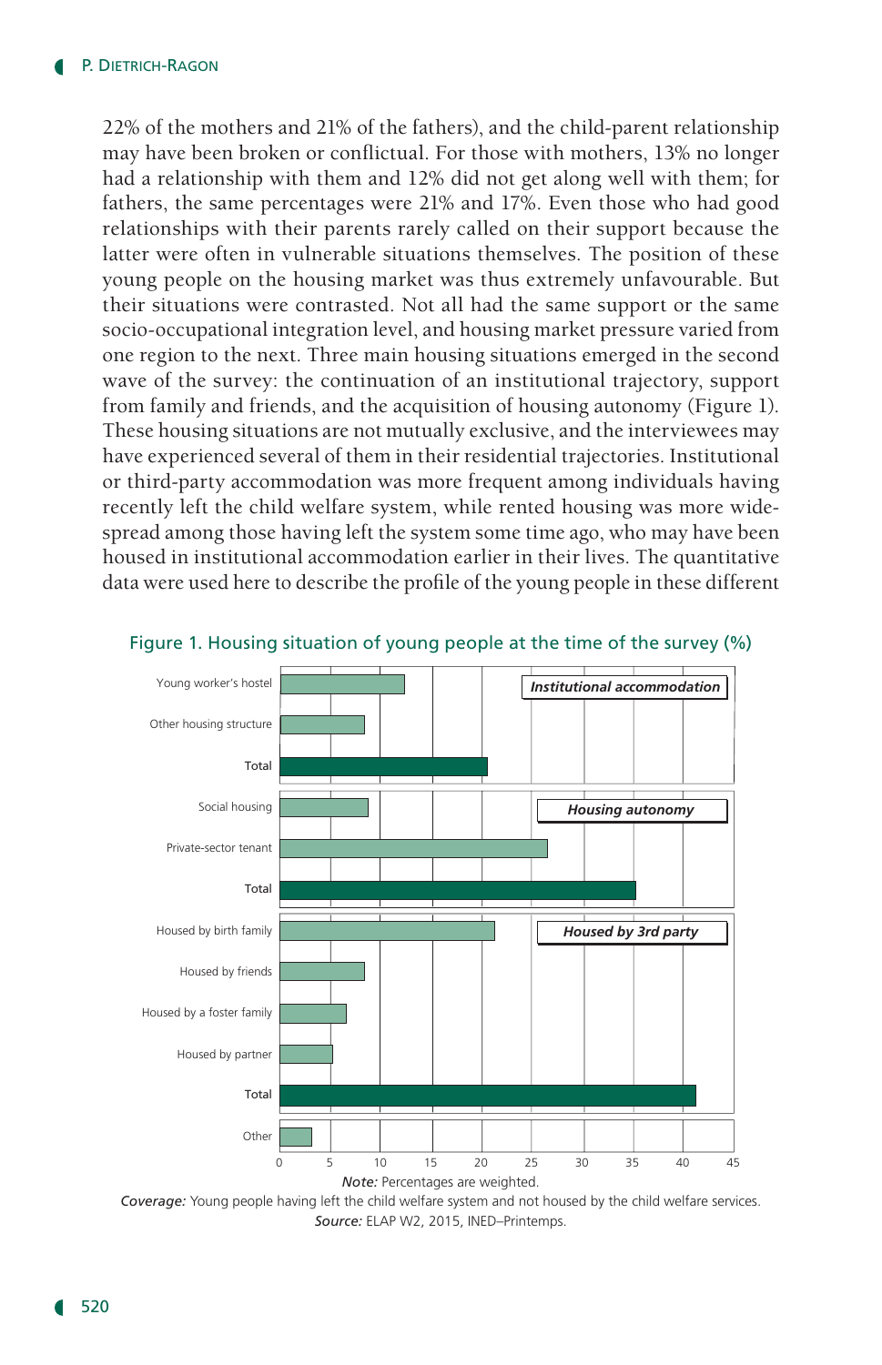22% of the mothers and 21% of the fathers), and the child-parent relationship may have been broken or conflictual. For those with mothers, 13% no longer had a relationship with them and 12% did not get along well with them; for fathers, the same percentages were 21% and 17%. Even those who had good relationships with their parents rarely called on their support because the latter were often in vulnerable situations themselves. The position of these young people on the housing market was thus extremely unfavourable. But their situations were contrasted. Not all had the same support or the same socio-occupational integration level, and housing market pressure varied from one region to the next. Three main housing situations emerged in the second wave of the survey: the continuation of an institutional trajectory, support from family and friends, and the acquisition of housing autonomy (Figure 1). These housing situations are not mutually exclusive, and the interviewees may have experienced several of them in their residential trajectories. Institutional or third-party accommodation was more frequent among individuals having recently left the child welfare system, while rented housing was more widespread among those having left the system some time ago, who may have been housed in institutional accommodation earlier in their lives. The quantitative data were used here to describe the profile of the young people in these different

Figure 1. Housing situation of young people at the time of the survey (%)

| Category | Housing situation | % (approx.) |
|---|---|---|
| Institutional accommodation | Young worker's hostel | 12.5 |
| | Other housing structure | 8.5 |
| | Total | 21 |
| Housing autonomy | Social housing | 9 |
| | Private-sector tenant | 27 |
| | Total | 36 |
| Housed by 3rd party | Housed by birth family | 21.5 |
| | Housed by friends | 8.5 |
| | Housed by a foster family | 6.5 |
| | Housed by partner | 5 |
| | Total | 42 |
| | Other | 3 |

*Note:* Percentages are weighted.
*Coverage:* Young people having left the child welfare system and not housed by the child welfare services.
*Source:* ELAP W2, 2015, INED–Printemps.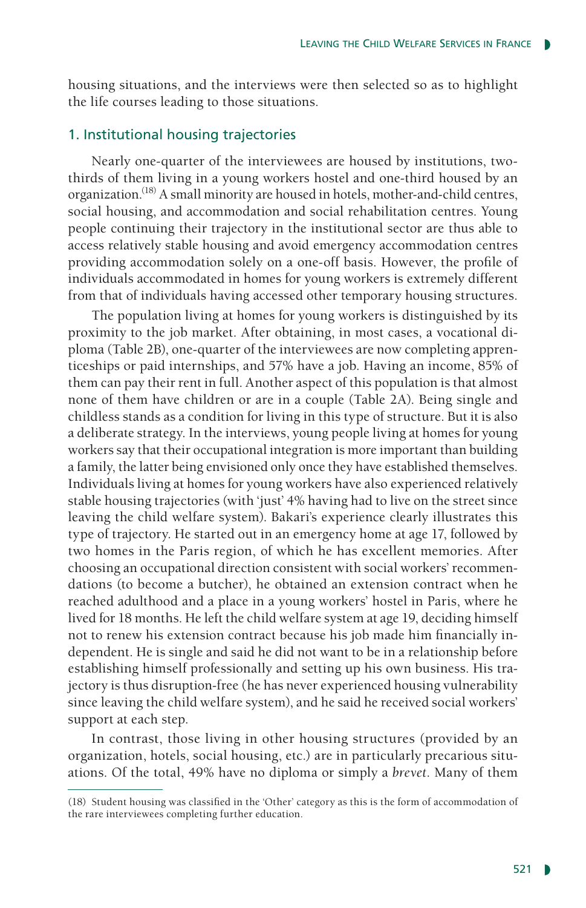housing situations, and the interviews were then selected so as to highlight the life courses leading to those situations.

## 1. Institutional housing trajectories

Nearly one-quarter of the interviewees are housed by institutions, two-thirds of them living in a young workers hostel and one-third housed by an organization.[18] A small minority are housed in hotels, mother-and-child centres, social housing, and accommodation and social rehabilitation centres. Young people continuing their trajectory in the institutional sector are thus able to access relatively stable housing and avoid emergency accommodation centres providing accommodation solely on a one-off basis. However, the profile of individuals accommodated in homes for young workers is extremely different from that of individuals having accessed other temporary housing structures.

The population living at homes for young workers is distinguished by its proximity to the job market. After obtaining, in most cases, a vocational diploma (Table 2B), one-quarter of the interviewees are now completing apprenticeships or paid internships, and 57% have a job. Having an income, 85% of them can pay their rent in full. Another aspect of this population is that almost none of them have children or are in a couple (Table 2A). Being single and childless stands as a condition for living in this type of structure. But it is also a deliberate strategy. In the interviews, young people living at homes for young workers say that their occupational integration is more important than building a family, the latter being envisioned only once they have established themselves. Individuals living at homes for young workers have also experienced relatively stable housing trajectories (with 'just' 4% having had to live on the street since leaving the child welfare system). Bakari's experience clearly illustrates this type of trajectory. He started out in an emergency home at age 17, followed by two homes in the Paris region, of which he has excellent memories. After choosing an occupational direction consistent with social workers' recommendations (to become a butcher), he obtained an extension contract when he reached adulthood and a place in a young workers' hostel in Paris, where he lived for 18 months. He left the child welfare system at age 19, deciding himself not to renew his extension contract because his job made him financially independent. He is single and said he did not want to be in a relationship before establishing himself professionally and setting up his own business. His trajectory is thus disruption-free (he has never experienced housing vulnerability since leaving the child welfare system), and he said he received social workers' support at each step.

In contrast, those living in other housing structures (provided by an organization, hotels, social housing, etc.) are in particularly precarious situations. Of the total, 49% have no diploma or simply a *brevet*. Many of them

---

(18) Student housing was classified in the 'Other' category as this is the form of accommodation of the rare interviewees completing further education.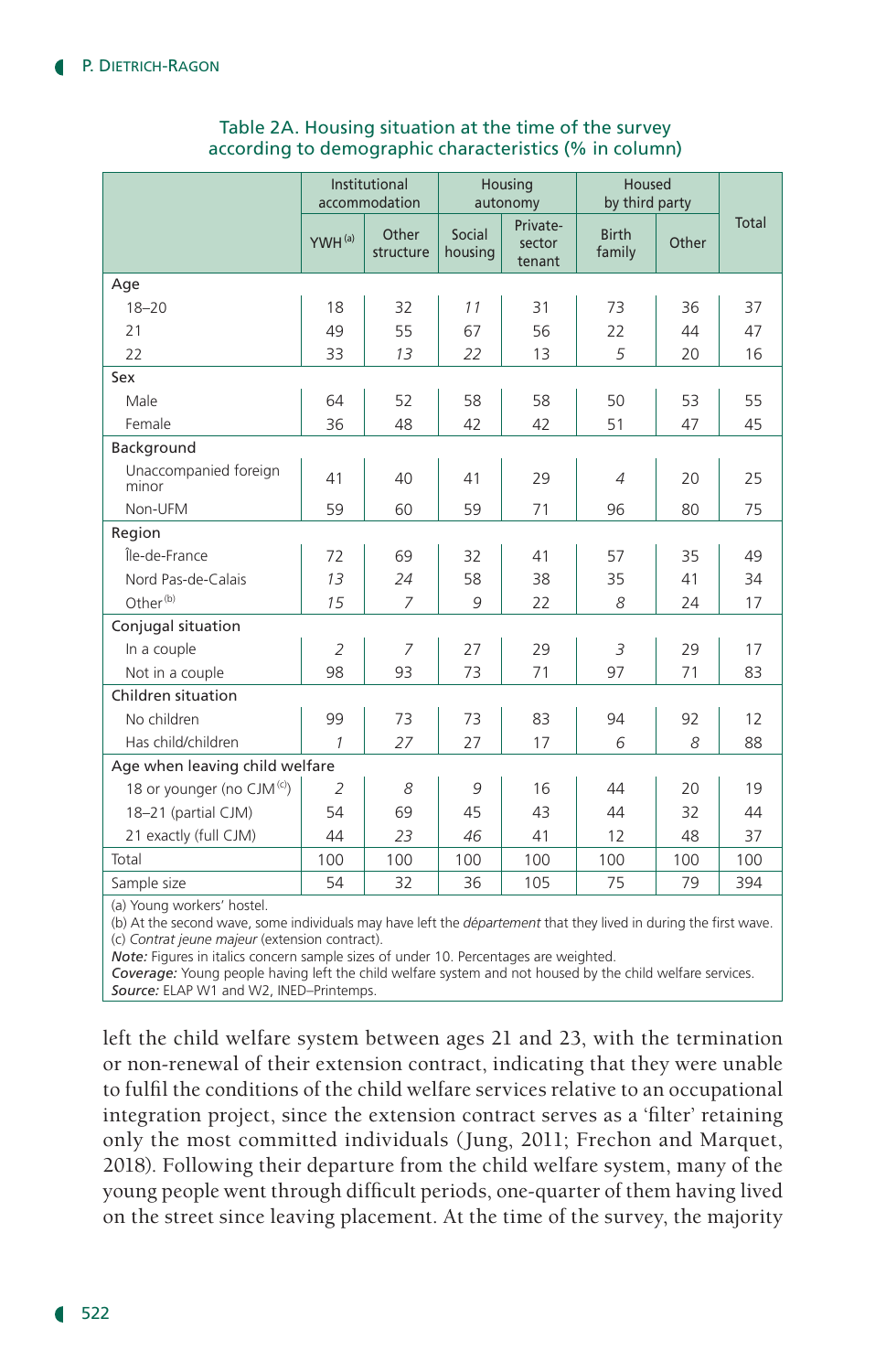Table 2A. Housing situation at the time of the survey according to demographic characteristics (% in column)

| | Institutional accommodation | | Housing autonomy | | Housed by third party | | Total |
|---|---|---|---|---|---|---|---|
| | YWH[(a)] | Other structure | Social housing | Private-sector tenant | Birth family | Other | |
| **Age** | | | | | | | |
| 18–20 | 18 | 32 | *11* | 31 | 73 | 36 | 37 |
| 21 | 49 | 55 | 67 | 56 | 22 | 44 | 47 |
| 22 | 33 | *13* | *22* | 13 | *5* | 20 | 16 |
| **Sex** | | | | | | | |
| Male | 64 | 52 | 58 | 58 | 50 | 53 | 55 |
| Female | 36 | 48 | 42 | 42 | 51 | 47 | 45 |
| **Background** | | | | | | | |
| Unaccompanied foreign minor | 41 | 40 | 41 | 29 | *4* | 20 | 25 |
| Non-UFM | 59 | 60 | 59 | 71 | 96 | 80 | 75 |
| **Region** | | | | | | | |
| Île-de-France | 72 | 69 | 32 | 41 | 57 | 35 | 49 |
| Nord Pas-de-Calais | *13* | *24* | 58 | 38 | 35 | 41 | 34 |
| Other[(b)] | *15* | *7* | *9* | 22 | *8* | 24 | 17 |
| **Conjugal situation** | | | | | | | |
| In a couple | *2* | *7* | 27 | 29 | *3* | 29 | 17 |
| Not in a couple | 98 | 93 | 73 | 71 | 97 | 71 | 83 |
| **Children situation** | | | | | | | |
| No children | 99 | 73 | 73 | 83 | 94 | 92 | 12 |
| Has child/children | *1* | *27* | 27 | 17 | *6* | *8* | 88 |
| **Age when leaving child welfare** | | | | | | | |
| 18 or younger (no CJM[(c)]) | *2* | *8* | *9* | 16 | 44 | 20 | 19 |
| 18–21 (partial CJM) | 54 | 69 | 45 | 43 | 44 | 32 | 44 |
| 21 exactly (full CJM) | 44 | *23* | *46* | 41 | 12 | 48 | 37 |
| Total | 100 | 100 | 100 | 100 | 100 | 100 | 100 |
| Sample size | 54 | 32 | 36 | 105 | 75 | 79 | 394 |

(a) Young workers' hostel.
(b) At the second wave, some individuals may have left the *département* that they lived in during the first wave.
(c) *Contrat jeune majeur* (extension contract).
***Note:*** Figures in italics concern sample sizes of under 10. Percentages are weighted.
***Coverage:*** Young people having left the child welfare system and not housed by the child welfare services.
***Source:*** ELAP W1 and W2, INED–Printemps.

left the child welfare system between ages 21 and 23, with the termination or non-renewal of their extension contract, indicating that they were unable to fulfil the conditions of the child welfare services relative to an occupational integration project, since the extension contract serves as a 'filter' retaining only the most committed individuals (Jung, 2011; Frechon and Marquet, 2018). Following their departure from the child welfare system, many of the young people went through difficult periods, one-quarter of them having lived on the street since leaving placement. At the time of the survey, the majority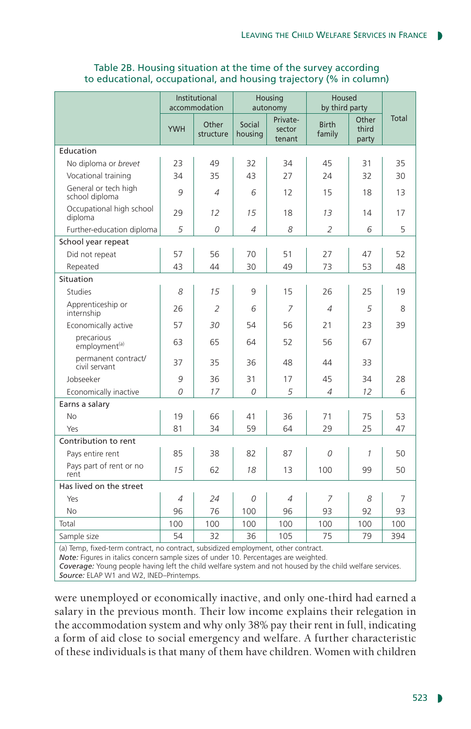Table 2B. Housing situation at the time of the survey according to educational, occupational, and housing trajectory (% in column)

| | Institutional accommodation | | Housing autonomy | | Housed by third party | | Total |
|---|---|---|---|---|---|---|---|
| | YWH | Other structure | Social housing | Private-sector tenant | Birth family | Other third party | |
| **Education** | | | | | | | |
| No diploma or *brevet* | 23 | 49 | 32 | 34 | 45 | 31 | 35 |
| Vocational training | 34 | 35 | 43 | 27 | 24 | 32 | 30 |
| General or tech high school diploma | *9* | *4* | *6* | 12 | 15 | 18 | 13 |
| Occupational high school diploma | 29 | *12* | *15* | 18 | *13* | 14 | 17 |
| Further-education diploma | *5* | *0* | *4* | *8* | *2* | *6* | 5 |
| **School year repeat** | | | | | | | |
| Did not repeat | 57 | 56 | 70 | 51 | 27 | 47 | 52 |
| Repeated | 43 | 44 | 30 | 49 | 73 | 53 | 48 |
| **Situation** | | | | | | | |
| Studies | *8* | *15* | 9 | 15 | 26 | 25 | 19 |
| Apprenticeship or internship | 26 | *2* | *6* | *7* | *4* | *5* | 8 |
| Economically active | 57 | *30* | 54 | 56 | 21 | 23 | 39 |
| precarious employment[a] | 63 | 65 | 64 | 52 | 56 | 67 | |
| permanent contract/ civil servant | 37 | 35 | 36 | 48 | 44 | 33 | |
| Jobseeker | *9* | 36 | 31 | 17 | 45 | 34 | 28 |
| Economically inactive | *0* | *17* | *0* | *5* | *4* | *12* | 6 |
| **Earns a salary** | | | | | | | |
| No | 19 | 66 | 41 | 36 | 71 | 75 | 53 |
| Yes | 81 | 34 | 59 | 64 | 29 | 25 | 47 |
| **Contribution to rent** | | | | | | | |
| Pays entire rent | 85 | 38 | 82 | 87 | *0* | *1* | 50 |
| Pays part of rent or no rent | *15* | 62 | *18* | 13 | 100 | 99 | 50 |
| **Has lived on the street** | | | | | | | |
| Yes | *4* | *24* | *0* | *4* | *7* | *8* | 7 |
| No | 96 | 76 | 100 | 96 | 93 | 92 | 93 |
| Total | 100 | 100 | 100 | 100 | 100 | 100 | 100 |
| Sample size | 54 | 32 | 36 | 105 | 75 | 79 | 394 |

(a) Temp, fixed-term contract, no contract, subsidized employment, other contract.
***Note:*** Figures in italics concern sample sizes of under 10. Percentages are weighted.
***Coverage:*** Young people having left the child welfare system and not housed by the child welfare services.
***Source:*** ELAP W1 and W2, INED–Printemps.

were unemployed or economically inactive, and only one-third had earned a salary in the previous month. Their low income explains their relegation in the accommodation system and why only 38% pay their rent in full, indicating a form of aid close to social emergency and welfare. A further characteristic of these individuals is that many of them have children. Women with children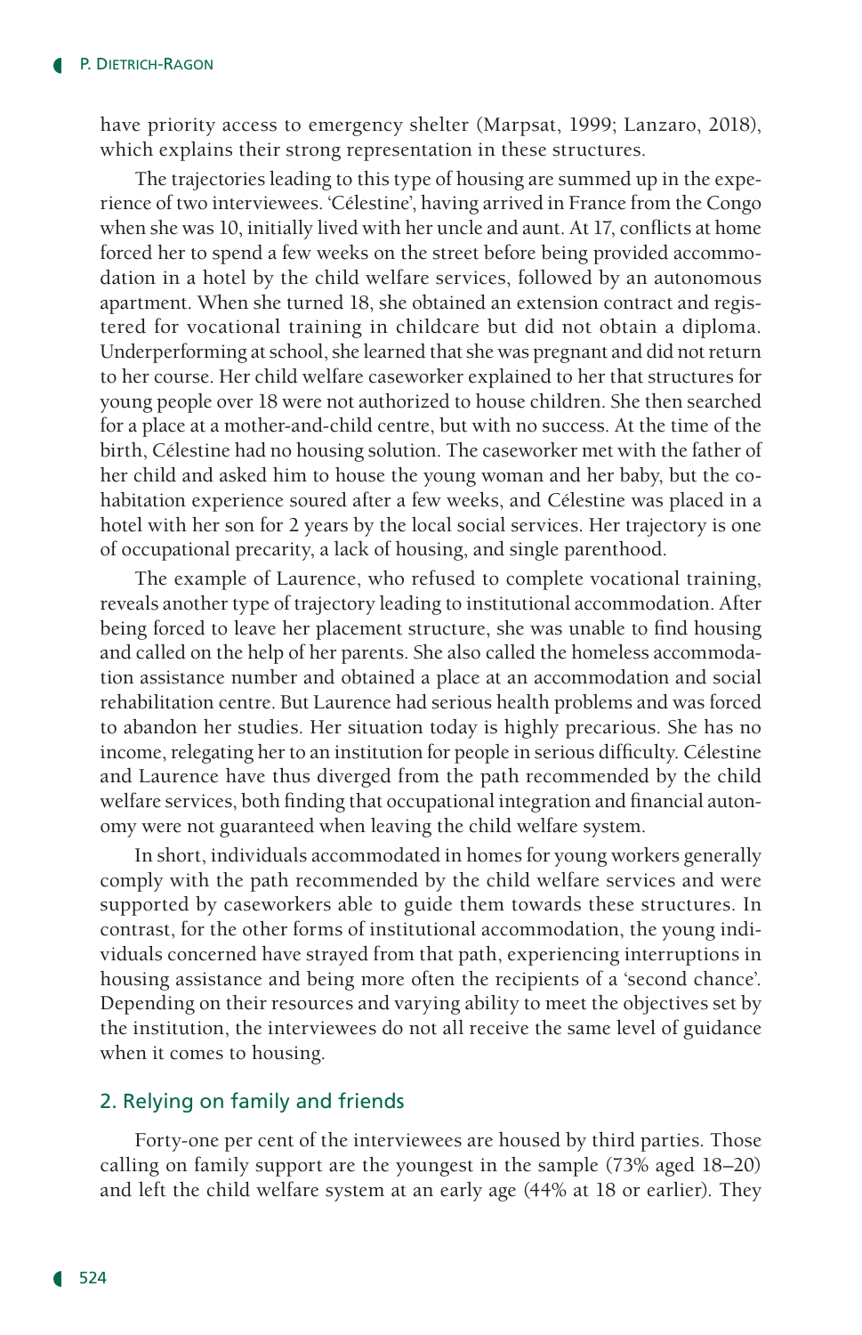have priority access to emergency shelter (Marpsat, 1999; Lanzaro, 2018), which explains their strong representation in these structures.

The trajectories leading to this type of housing are summed up in the experience of two interviewees. 'Célestine', having arrived in France from the Congo when she was 10, initially lived with her uncle and aunt. At 17, conflicts at home forced her to spend a few weeks on the street before being provided accommodation in a hotel by the child welfare services, followed by an autonomous apartment. When she turned 18, she obtained an extension contract and registered for vocational training in childcare but did not obtain a diploma. Underperforming at school, she learned that she was pregnant and did not return to her course. Her child welfare caseworker explained to her that structures for young people over 18 were not authorized to house children. She then searched for a place at a mother-and-child centre, but with no success. At the time of the birth, Célestine had no housing solution. The caseworker met with the father of her child and asked him to house the young woman and her baby, but the cohabitation experience soured after a few weeks, and Célestine was placed in a hotel with her son for 2 years by the local social services. Her trajectory is one of occupational precarity, a lack of housing, and single parenthood.

The example of Laurence, who refused to complete vocational training, reveals another type of trajectory leading to institutional accommodation. After being forced to leave her placement structure, she was unable to find housing and called on the help of her parents. She also called the homeless accommodation assistance number and obtained a place at an accommodation and social rehabilitation centre. But Laurence had serious health problems and was forced to abandon her studies. Her situation today is highly precarious. She has no income, relegating her to an institution for people in serious difficulty. Célestine and Laurence have thus diverged from the path recommended by the child welfare services, both finding that occupational integration and financial autonomy were not guaranteed when leaving the child welfare system.

In short, individuals accommodated in homes for young workers generally comply with the path recommended by the child welfare services and were supported by caseworkers able to guide them towards these structures. In contrast, for the other forms of institutional accommodation, the young individuals concerned have strayed from that path, experiencing interruptions in housing assistance and being more often the recipients of a 'second chance'. Depending on their resources and varying ability to meet the objectives set by the institution, the interviewees do not all receive the same level of guidance when it comes to housing.

## 2. Relying on family and friends

Forty-one per cent of the interviewees are housed by third parties. Those calling on family support are the youngest in the sample (73% aged 18–20) and left the child welfare system at an early age (44% at 18 or earlier). They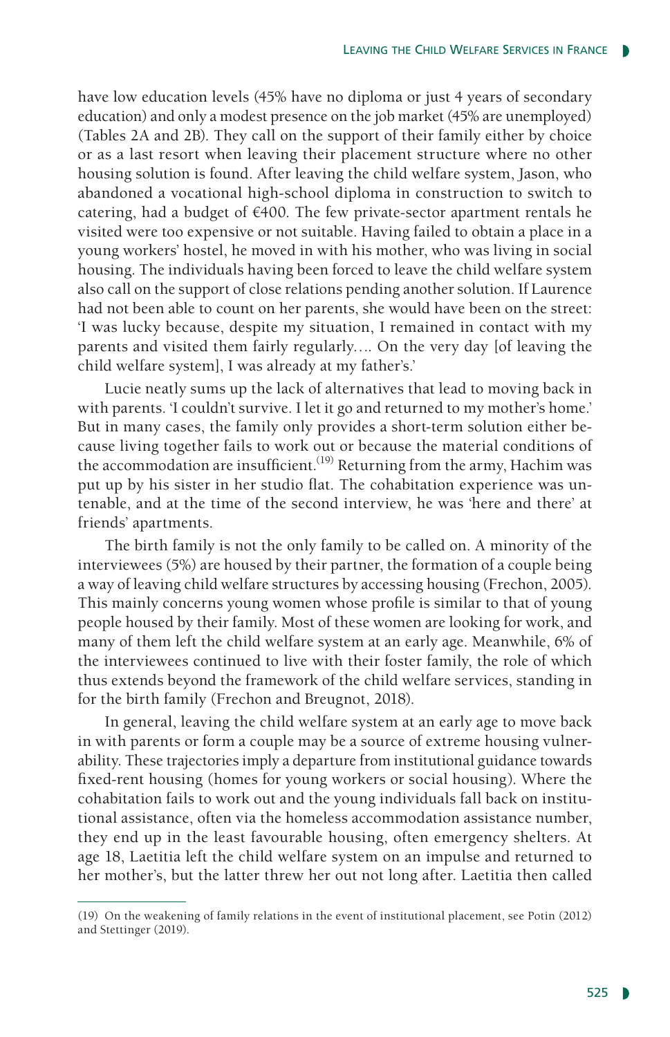have low education levels (45% have no diploma or just 4 years of secondary education) and only a modest presence on the job market (45% are unemployed) (Tables 2A and 2B). They call on the support of their family either by choice or as a last resort when leaving their placement structure where no other housing solution is found. After leaving the child welfare system, Jason, who abandoned a vocational high-school diploma in construction to switch to catering, had a budget of €400. The few private-sector apartment rentals he visited were too expensive or not suitable. Having failed to obtain a place in a young workers' hostel, he moved in with his mother, who was living in social housing. The individuals having been forced to leave the child welfare system also call on the support of close relations pending another solution. If Laurence had not been able to count on her parents, she would have been on the street: 'I was lucky because, despite my situation, I remained in contact with my parents and visited them fairly regularly.... On the very day [of leaving the child welfare system], I was already at my father's.'

Lucie neatly sums up the lack of alternatives that lead to moving back in with parents. 'I couldn't survive. I let it go and returned to my mother's home.' But in many cases, the family only provides a short-term solution either because living together fails to work out or because the material conditions of the accommodation are insufficient.[19] Returning from the army, Hachim was put up by his sister in her studio flat. The cohabitation experience was untenable, and at the time of the second interview, he was 'here and there' at friends' apartments.

The birth family is not the only family to be called on. A minority of the interviewees (5%) are housed by their partner, the formation of a couple being a way of leaving child welfare structures by accessing housing (Frechon, 2005). This mainly concerns young women whose profile is similar to that of young people housed by their family. Most of these women are looking for work, and many of them left the child welfare system at an early age. Meanwhile, 6% of the interviewees continued to live with their foster family, the role of which thus extends beyond the framework of the child welfare services, standing in for the birth family (Frechon and Breugnot, 2018).

In general, leaving the child welfare system at an early age to move back in with parents or form a couple may be a source of extreme housing vulnerability. These trajectories imply a departure from institutional guidance towards fixed-rent housing (homes for young workers or social housing). Where the cohabitation fails to work out and the young individuals fall back on institutional assistance, often via the homeless accommodation assistance number, they end up in the least favourable housing, often emergency shelters. At age 18, Laetitia left the child welfare system on an impulse and returned to her mother's, but the latter threw her out not long after. Laetitia then called

(19) On the weakening of family relations in the event of institutional placement, see Potin (2012) and Stettinger (2019).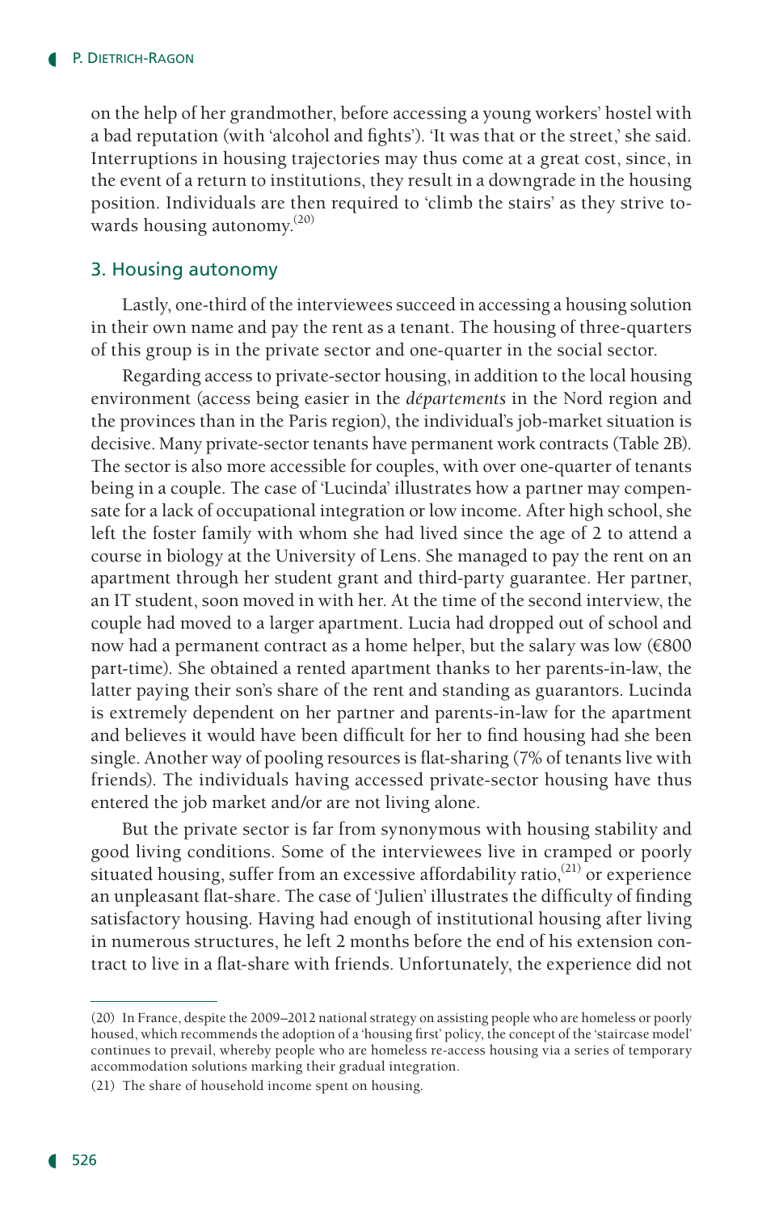on the help of her grandmother, before accessing a young workers' hostel with a bad reputation (with 'alcohol and fights'). 'It was that or the street,' she said. Interruptions in housing trajectories may thus come at a great cost, since, in the event of a return to institutions, they result in a downgrade in the housing position. Individuals are then required to 'climb the stairs' as they strive towards housing autonomy.[20]

## 3. Housing autonomy

Lastly, one-third of the interviewees succeed in accessing a housing solution in their own name and pay the rent as a tenant. The housing of three-quarters of this group is in the private sector and one-quarter in the social sector.

Regarding access to private-sector housing, in addition to the local housing environment (access being easier in the *départements* in the Nord region and the provinces than in the Paris region), the individual's job-market situation is decisive. Many private-sector tenants have permanent work contracts (Table 2B). The sector is also more accessible for couples, with over one-quarter of tenants being in a couple. The case of 'Lucinda' illustrates how a partner may compensate for a lack of occupational integration or low income. After high school, she left the foster family with whom she had lived since the age of 2 to attend a course in biology at the University of Lens. She managed to pay the rent on an apartment through her student grant and third-party guarantee. Her partner, an IT student, soon moved in with her. At the time of the second interview, the couple had moved to a larger apartment. Lucia had dropped out of school and now had a permanent contract as a home helper, but the salary was low (€800 part-time). She obtained a rented apartment thanks to her parents-in-law, the latter paying their son's share of the rent and standing as guarantors. Lucinda is extremely dependent on her partner and parents-in-law for the apartment and believes it would have been difficult for her to find housing had she been single. Another way of pooling resources is flat-sharing (7% of tenants live with friends). The individuals having accessed private-sector housing have thus entered the job market and/or are not living alone.

But the private sector is far from synonymous with housing stability and good living conditions. Some of the interviewees live in cramped or poorly situated housing, suffer from an excessive affordability ratio,[21] or experience an unpleasant flat-share. The case of 'Julien' illustrates the difficulty of finding satisfactory housing. Having had enough of institutional housing after living in numerous structures, he left 2 months before the end of his extension contract to live in a flat-share with friends. Unfortunately, the experience did not

---

(20) In France, despite the 2009–2012 national strategy on assisting people who are homeless or poorly housed, which recommends the adoption of a 'housing first' policy, the concept of the 'staircase model' continues to prevail, whereby people who are homeless re-access housing via a series of temporary accommodation solutions marking their gradual integration.

(21) The share of household income spent on housing.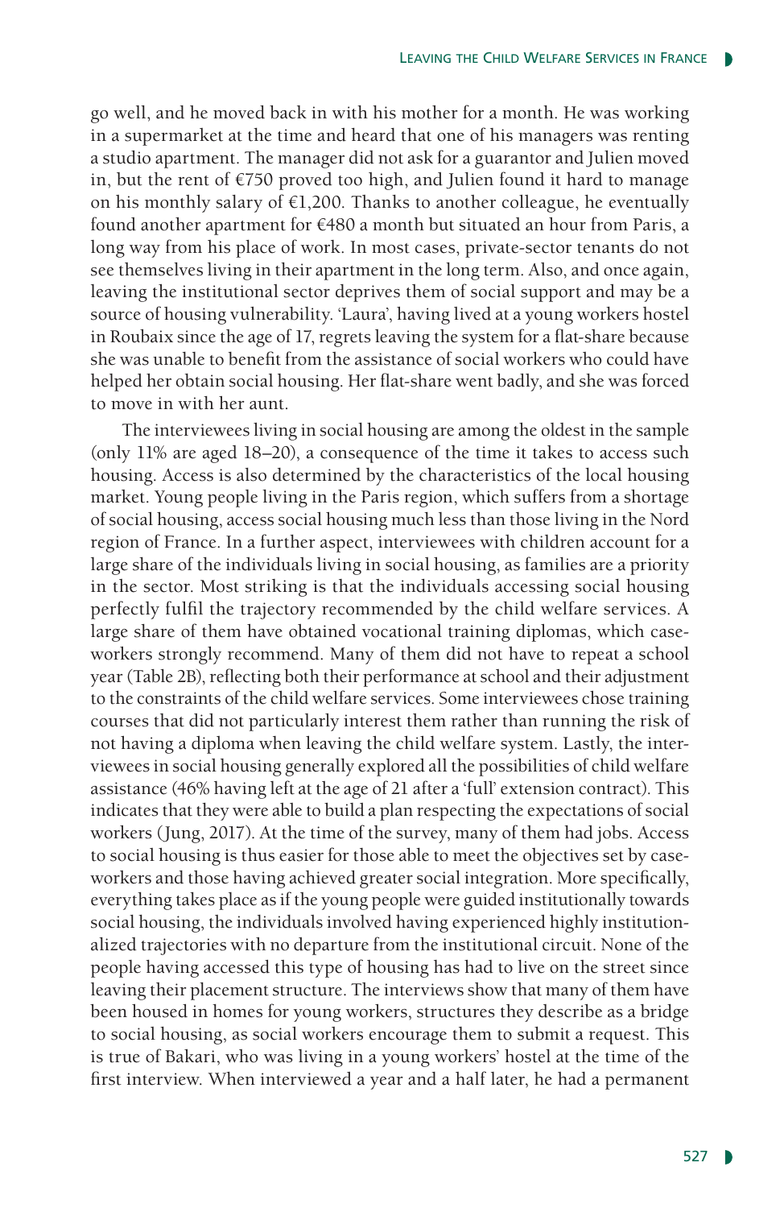go well, and he moved back in with his mother for a month. He was working in a supermarket at the time and heard that one of his managers was renting a studio apartment. The manager did not ask for a guarantor and Julien moved in, but the rent of €750 proved too high, and Julien found it hard to manage on his monthly salary of €1,200. Thanks to another colleague, he eventually found another apartment for €480 a month but situated an hour from Paris, a long way from his place of work. In most cases, private-sector tenants do not see themselves living in their apartment in the long term. Also, and once again, leaving the institutional sector deprives them of social support and may be a source of housing vulnerability. 'Laura', having lived at a young workers hostel in Roubaix since the age of 17, regrets leaving the system for a flat-share because she was unable to benefit from the assistance of social workers who could have helped her obtain social housing. Her flat-share went badly, and she was forced to move in with her aunt.

The interviewees living in social housing are among the oldest in the sample (only 11% are aged 18–20), a consequence of the time it takes to access such housing. Access is also determined by the characteristics of the local housing market. Young people living in the Paris region, which suffers from a shortage of social housing, access social housing much less than those living in the Nord region of France. In a further aspect, interviewees with children account for a large share of the individuals living in social housing, as families are a priority in the sector. Most striking is that the individuals accessing social housing perfectly fulfil the trajectory recommended by the child welfare services. A large share of them have obtained vocational training diplomas, which case-workers strongly recommend. Many of them did not have to repeat a school year (Table 2B), reflecting both their performance at school and their adjustment to the constraints of the child welfare services. Some interviewees chose training courses that did not particularly interest them rather than running the risk of not having a diploma when leaving the child welfare system. Lastly, the interviewees in social housing generally explored all the possibilities of child welfare assistance (46% having left at the age of 21 after a 'full' extension contract). This indicates that they were able to build a plan respecting the expectations of social workers (Jung, 2017). At the time of the survey, many of them had jobs. Access to social housing is thus easier for those able to meet the objectives set by case-workers and those having achieved greater social integration. More specifically, everything takes place as if the young people were guided institutionally towards social housing, the individuals involved having experienced highly institutionalized trajectories with no departure from the institutional circuit. None of the people having accessed this type of housing has had to live on the street since leaving their placement structure. The interviews show that many of them have been housed in homes for young workers, structures they describe as a bridge to social housing, as social workers encourage them to submit a request. This is true of Bakari, who was living in a young workers' hostel at the time of the first interview. When interviewed a year and a half later, he had a permanent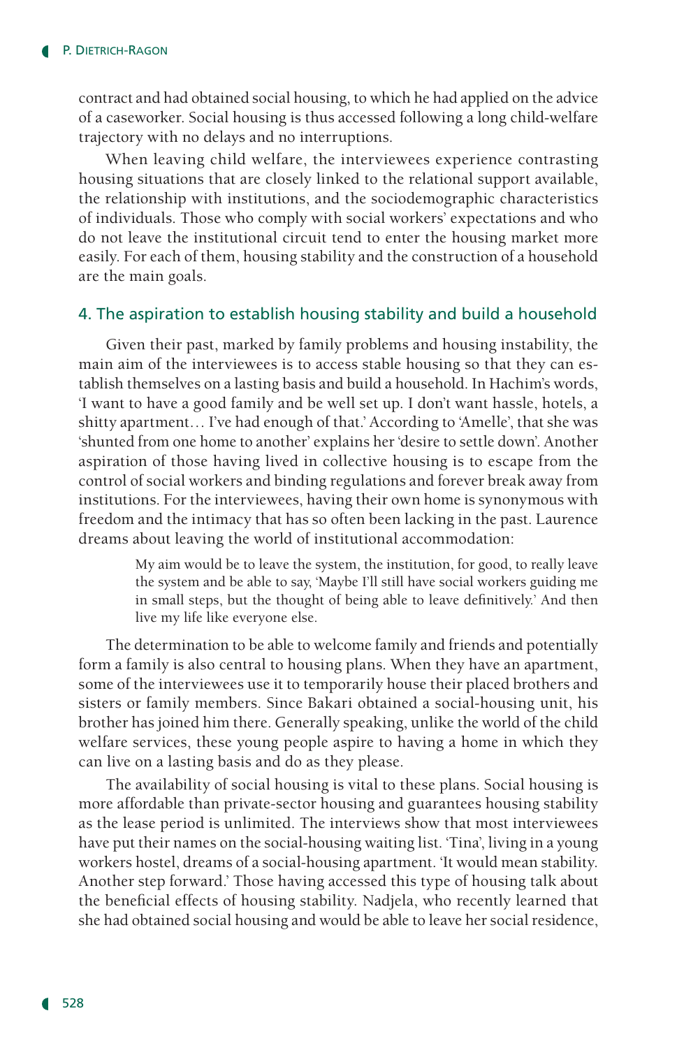contract and had obtained social housing, to which he had applied on the advice of a caseworker. Social housing is thus accessed following a long child-welfare trajectory with no delays and no interruptions.

When leaving child welfare, the interviewees experience contrasting housing situations that are closely linked to the relational support available, the relationship with institutions, and the sociodemographic characteristics of individuals. Those who comply with social workers' expectations and who do not leave the institutional circuit tend to enter the housing market more easily. For each of them, housing stability and the construction of a household are the main goals.

## 4. The aspiration to establish housing stability and build a household

Given their past, marked by family problems and housing instability, the main aim of the interviewees is to access stable housing so that they can establish themselves on a lasting basis and build a household. In Hachim's words, 'I want to have a good family and be well set up. I don't want hassle, hotels, a shitty apartment… I've had enough of that.' According to 'Amelle', that she was 'shunted from one home to another' explains her 'desire to settle down'. Another aspiration of those having lived in collective housing is to escape from the control of social workers and binding regulations and forever break away from institutions. For the interviewees, having their own home is synonymous with freedom and the intimacy that has so often been lacking in the past. Laurence dreams about leaving the world of institutional accommodation:

> My aim would be to leave the system, the institution, for good, to really leave the system and be able to say, 'Maybe I'll still have social workers guiding me in small steps, but the thought of being able to leave definitively.' And then live my life like everyone else.

The determination to be able to welcome family and friends and potentially form a family is also central to housing plans. When they have an apartment, some of the interviewees use it to temporarily house their placed brothers and sisters or family members. Since Bakari obtained a social-housing unit, his brother has joined him there. Generally speaking, unlike the world of the child welfare services, these young people aspire to having a home in which they can live on a lasting basis and do as they please.

The availability of social housing is vital to these plans. Social housing is more affordable than private-sector housing and guarantees housing stability as the lease period is unlimited. The interviews show that most interviewees have put their names on the social-housing waiting list. 'Tina', living in a young workers hostel, dreams of a social-housing apartment. 'It would mean stability. Another step forward.' Those having accessed this type of housing talk about the beneficial effects of housing stability. Nadjela, who recently learned that she had obtained social housing and would be able to leave her social residence,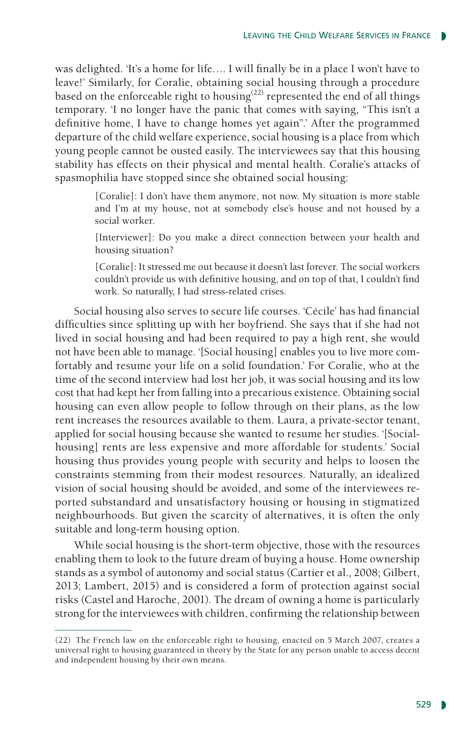was delighted. 'It's a home for life.... I will finally be in a place I won't have to leave!' Similarly, for Coralie, obtaining social housing through a procedure based on the enforceable right to housing[22] represented the end of all things temporary. 'I no longer have the panic that comes with saying, "This isn't a definitive home, I have to change homes yet again".' After the programmed departure of the child welfare experience, social housing is a place from which young people cannot be ousted easily. The interviewees say that this housing stability has effects on their physical and mental health. Coralie's attacks of spasmophilia have stopped since she obtained social housing:

> [Coralie]: I don't have them anymore, not now. My situation is more stable and I'm at my house, not at somebody else's house and not housed by a social worker.
>
> [Interviewer]: Do you make a direct connection between your health and housing situation?
>
> [Coralie]: It stressed me out because it doesn't last forever. The social workers couldn't provide us with definitive housing, and on top of that, I couldn't find work. So naturally, I had stress-related crises.

Social housing also serves to secure life courses. 'Cécile' has had financial difficulties since splitting up with her boyfriend. She says that if she had not lived in social housing and had been required to pay a high rent, she would not have been able to manage. '[Social housing] enables you to live more comfortably and resume your life on a solid foundation.' For Coralie, who at the time of the second interview had lost her job, it was social housing and its low cost that had kept her from falling into a precarious existence. Obtaining social housing can even allow people to follow through on their plans, as the low rent increases the resources available to them. Laura, a private-sector tenant, applied for social housing because she wanted to resume her studies. '[Social-housing] rents are less expensive and more affordable for students.' Social housing thus provides young people with security and helps to loosen the constraints stemming from their modest resources. Naturally, an idealized vision of social housing should be avoided, and some of the interviewees reported substandard and unsatisfactory housing or housing in stigmatized neighbourhoods. But given the scarcity of alternatives, it is often the only suitable and long-term housing option.

While social housing is the short-term objective, those with the resources enabling them to look to the future dream of buying a house. Home ownership stands as a symbol of autonomy and social status (Cartier et al., 2008; Gilbert, 2013; Lambert, 2015) and is considered a form of protection against social risks (Castel and Haroche, 2001). The dream of owning a home is particularly strong for the interviewees with children, confirming the relationship between

(22) The French law on the enforceable right to housing, enacted on 5 March 2007, creates a universal right to housing guaranteed in theory by the State for any person unable to access decent and independent housing by their own means.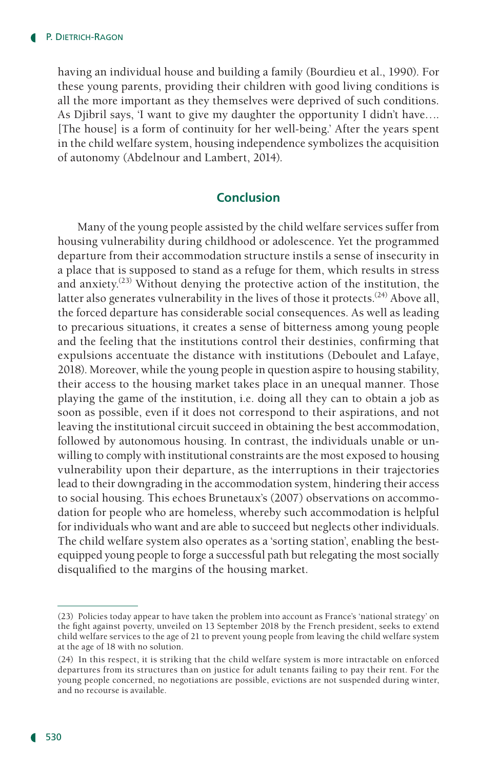having an individual house and building a family (Bourdieu et al., 1990). For these young parents, providing their children with good living conditions is all the more important as they themselves were deprived of such conditions. As Djibril says, 'I want to give my daughter the opportunity I didn't have…. [The house] is a form of continuity for her well-being.' After the years spent in the child welfare system, housing independence symbolizes the acquisition of autonomy (Abdelnour and Lambert, 2014).

## Conclusion

Many of the young people assisted by the child welfare services suffer from housing vulnerability during childhood or adolescence. Yet the programmed departure from their accommodation structure instils a sense of insecurity in a place that is supposed to stand as a refuge for them, which results in stress and anxiety.[23] Without denying the protective action of the institution, the latter also generates vulnerability in the lives of those it protects.[24] Above all, the forced departure has considerable social consequences. As well as leading to precarious situations, it creates a sense of bitterness among young people and the feeling that the institutions control their destinies, confirming that expulsions accentuate the distance with institutions (Deboulet and Lafaye, 2018). Moreover, while the young people in question aspire to housing stability, their access to the housing market takes place in an unequal manner. Those playing the game of the institution, i.e. doing all they can to obtain a job as soon as possible, even if it does not correspond to their aspirations, and not leaving the institutional circuit succeed in obtaining the best accommodation, followed by autonomous housing. In contrast, the individuals unable or unwilling to comply with institutional constraints are the most exposed to housing vulnerability upon their departure, as the interruptions in their trajectories lead to their downgrading in the accommodation system, hindering their access to social housing. This echoes Brunetaux's (2007) observations on accommodation for people who are homeless, whereby such accommodation is helpful for individuals who want and are able to succeed but neglects other individuals. The child welfare system also operates as a 'sorting station', enabling the best-equipped young people to forge a successful path but relegating the most socially disqualified to the margins of the housing market.

---

(23) Policies today appear to have taken the problem into account as France's 'national strategy' on the fight against poverty, unveiled on 13 September 2018 by the French president, seeks to extend child welfare services to the age of 21 to prevent young people from leaving the child welfare system at the age of 18 with no solution.

(24) In this respect, it is striking that the child welfare system is more intractable on enforced departures from its structures than on justice for adult tenants failing to pay their rent. For the young people concerned, no negotiations are possible, evictions are not suspended during winter, and no recourse is available.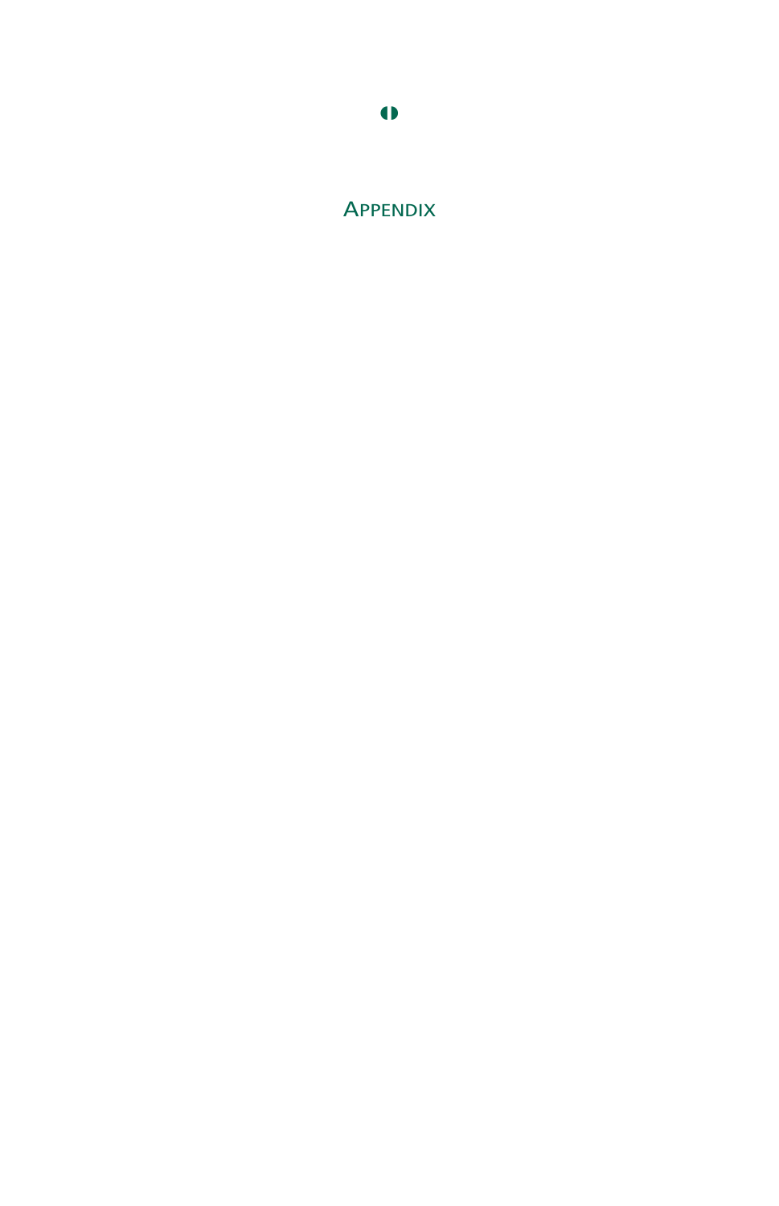# Appendix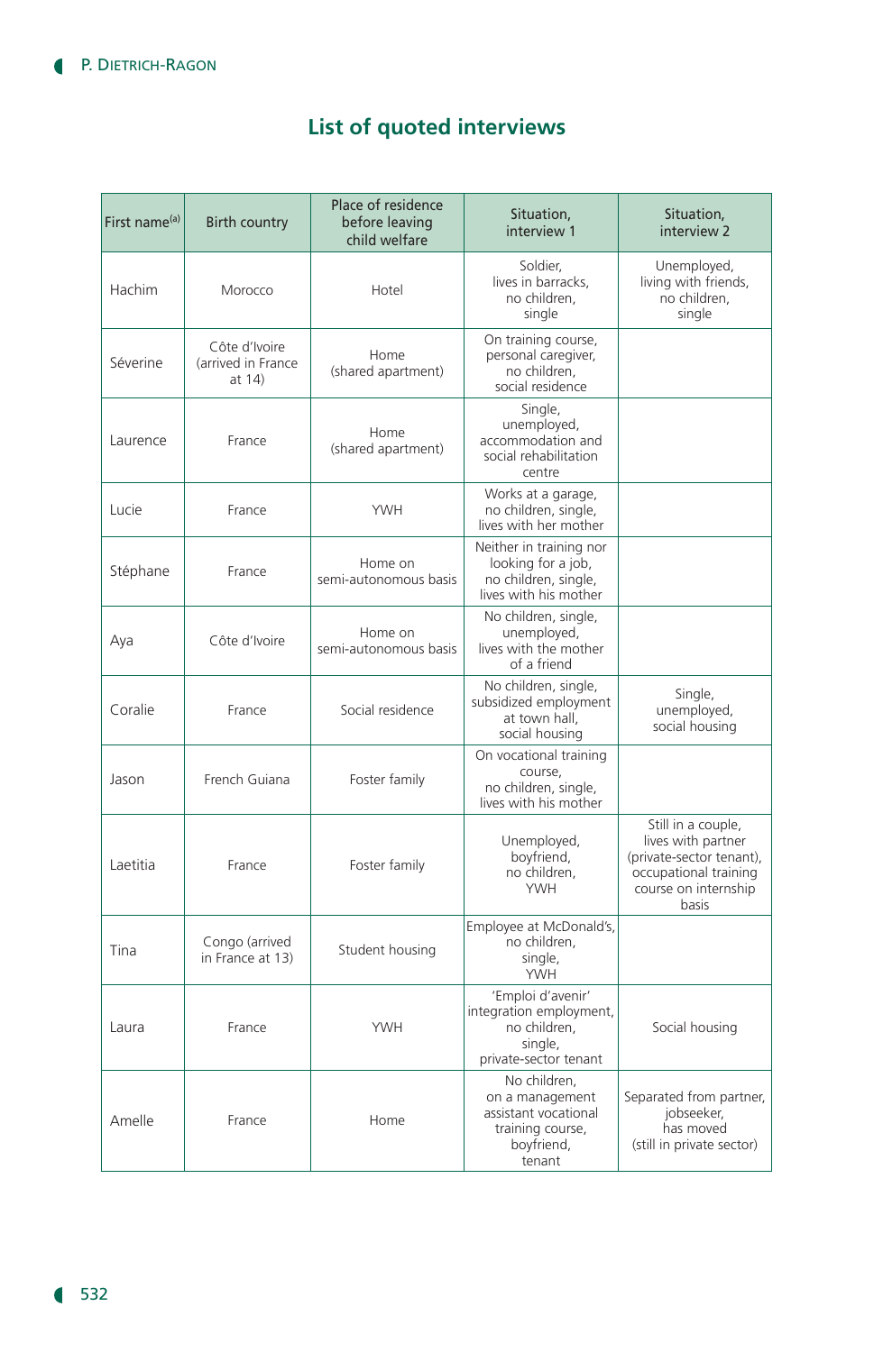## List of quoted interviews

| First name[(a)] | Birth country | Place of residence before leaving child welfare | Situation, interview 1 | Situation, interview 2 |
|---|---|---|---|---|
| Hachim | Morocco | Hotel | Soldier, lives in barracks, no children, single | Unemployed, living with friends, no children, single |
| Séverine | Côte d'Ivoire (arrived in France at 14) | Home (shared apartment) | On training course, personal caregiver, no children, social residence | |
| Laurence | France | Home (shared apartment) | Single, unemployed, accommodation and social rehabilitation centre | |
| Lucie | France | YWH | Works at a garage, no children, single, lives with her mother | |
| Stéphane | France | Home on semi-autonomous basis | Neither in training nor looking for a job, no children, single, lives with his mother | |
| Aya | Côte d'Ivoire | Home on semi-autonomous basis | No children, single, unemployed, lives with the mother of a friend | |
| Coralie | France | Social residence | No children, single, subsidized employment at town hall, social housing | Single, unemployed, social housing |
| Jason | French Guiana | Foster family | On vocational training course, no children, single, lives with his mother | |
| Laetitia | France | Foster family | Unemployed, boyfriend, no children, YWH | Still in a couple, lives with partner (private-sector tenant), occupational training course on internship basis |
| Tina | Congo (arrived in France at 13) | Student housing | Employee at McDonald's, no children, single, YWH | |
| Laura | France | YWH | 'Emploi d'avenir' integration employment, no children, single, private-sector tenant | Social housing |
| Amelle | France | Home | No children, on a management assistant vocational training course, boyfriend, tenant | Separated from partner, jobseeker, has moved (still in private sector) |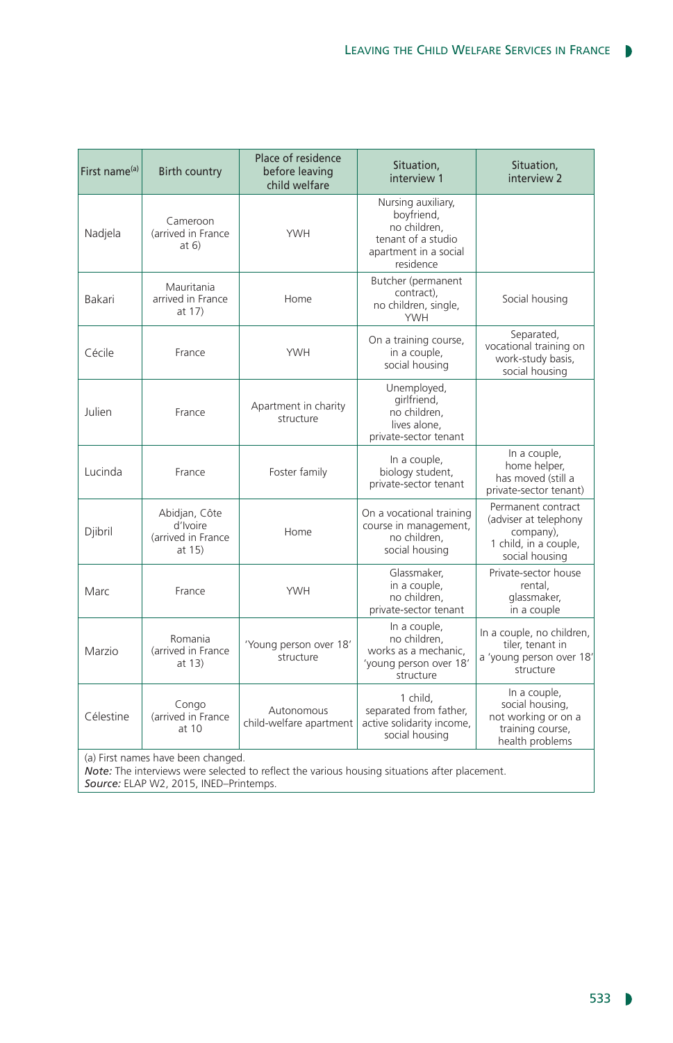| First name[a] | Birth country | Place of residence before leaving child welfare | Situation, interview 1 | Situation, interview 2 |
|---|---|---|---|---|
| Nadjela | Cameroon (arrived in France at 6) | YWH | Nursing auxiliary, boyfriend, no children, tenant of a studio apartment in a social residence | |
| Bakari | Mauritania arrived in France at 17) | Home | Butcher (permanent contract), no children, single, YWH | Social housing |
| Cécile | France | YWH | On a training course, in a couple, social housing | Separated, vocational training on work-study basis, social housing |
| Julien | France | Apartment in charity structure | Unemployed, girlfriend, no children, lives alone, private-sector tenant | |
| Lucinda | France | Foster family | In a couple, biology student, private-sector tenant | In a couple, home helper, has moved (still a private-sector tenant) |
| Djibril | Abidjan, Côte d'Ivoire (arrived in France at 15) | Home | On a vocational training course in management, no children, social housing | Permanent contract (adviser at telephony company), 1 child, in a couple, social housing |
| Marc | France | YWH | Glassmaker, in a couple, no children, private-sector tenant | Private-sector house rental, glassmaker, in a couple |
| Marzio | Romania (arrived in France at 13) | 'Young person over 18' structure | In a couple, no children, works as a mechanic, 'young person over 18' structure | In a couple, no children, tiler, tenant in a 'young person over 18' structure |
| Célestine | Congo (arrived in France at 10 | Autonomous child-welfare apartment | 1 child, separated from father, active solidarity income, social housing | In a couple, social housing, not working or on a training course, health problems |

(a) First names have been changed.
*Note:* The interviews were selected to reflect the various housing situations after placement.
*Source:* ELAP W2, 2015, INED–Printemps.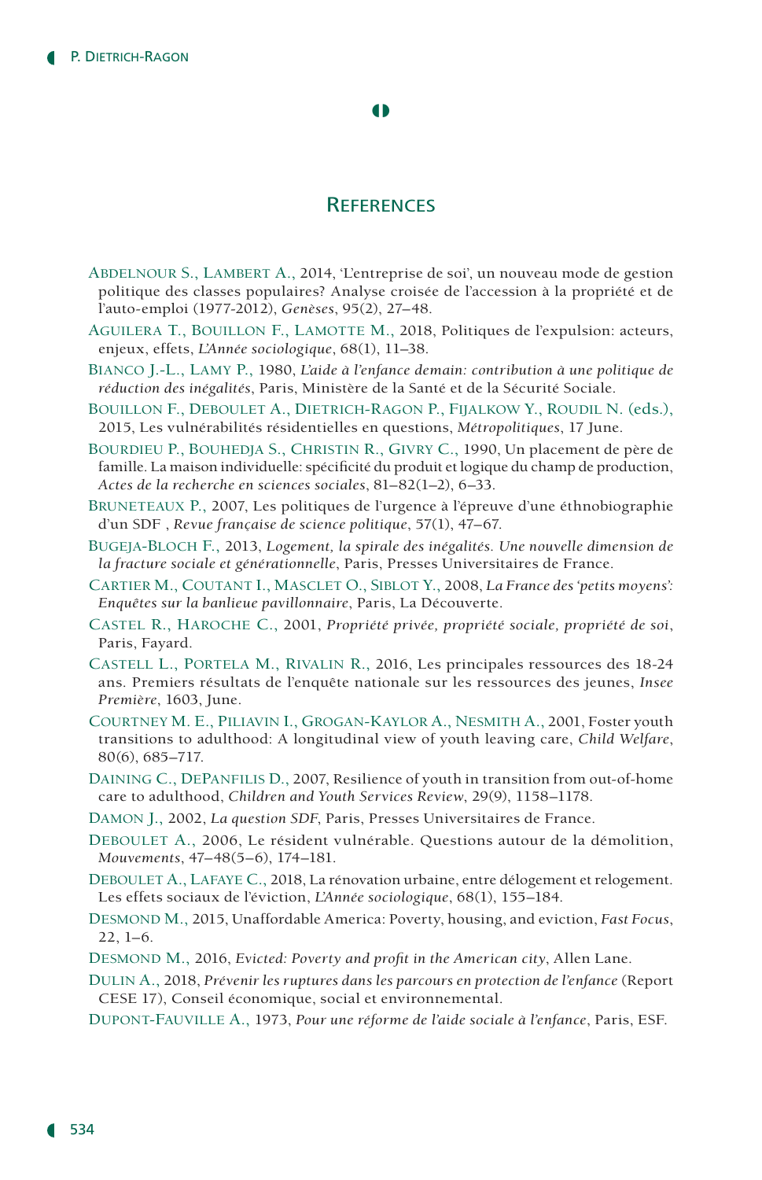## References

Abdelnour S., Lambert A., 2014, 'L'entreprise de soi', un nouveau mode de gestion politique des classes populaires? Analyse croisée de l'accession à la propriété et de l'auto-emploi (1977-2012), *Genèses*, 95(2), 27–48.

Aguilera T., Bouillon F., Lamotte M., 2018, Politiques de l'expulsion: acteurs, enjeux, effets, *L'Année sociologique*, 68(1), 11–38.

Bianco J.-L., Lamy P., 1980, *L'aide à l'enfance demain: contribution à une politique de réduction des inégalités*, Paris, Ministère de la Santé et de la Sécurité Sociale.

Bouillon F., Deboulet A., Dietrich-Ragon P., Fijalkow Y., Roudil N. (eds.), 2015, Les vulnérabilités résidentielles en questions, *Métropolitiques*, 17 June.

Bourdieu P., Bouhedja S., Christin R., Givry C., 1990, Un placement de père de famille. La maison individuelle: spécificité du produit et logique du champ de production, *Actes de la recherche en sciences sociales*, 81–82(1–2), 6–33.

Bruneteaux P., 2007, Les politiques de l'urgence à l'épreuve d'une éthnobiographie d'un SDF , *Revue française de science politique*, 57(1), 47–67.

Bugeja-Bloch F., 2013, *Logement, la spirale des inégalités. Une nouvelle dimension de la fracture sociale et générationnelle*, Paris, Presses Universitaires de France.

Cartier M., Coutant I., Masclet O., Siblot Y., 2008, *La France des 'petits moyens': Enquêtes sur la banlieue pavillonnaire*, Paris, La Découverte.

Castel R., Haroche C., 2001, *Propriété privée, propriété sociale, propriété de soi*, Paris, Fayard.

Castell L., Portela M., Rivalin R., 2016, Les principales ressources des 18-24 ans. Premiers résultats de l'enquête nationale sur les ressources des jeunes, *Insee Première*, 1603, June.

Courtney M. E., Piliavin I., Grogan-Kaylor A., Nesmith A., 2001, Foster youth transitions to adulthood: A longitudinal view of youth leaving care, *Child Welfare*, 80(6), 685–717.

Daining C., DePanfilis D., 2007, Resilience of youth in transition from out-of-home care to adulthood, *Children and Youth Services Review*, 29(9), 1158–1178.

Damon J., 2002, *La question SDF*, Paris, Presses Universitaires de France.

Deboulet A., 2006, Le résident vulnérable. Questions autour de la démolition, *Mouvements*, 47–48(5–6), 174–181.

Deboulet A., Lafaye C., 2018, La rénovation urbaine, entre délogement et relogement. Les effets sociaux de l'éviction, *L'Année sociologique*, 68(1), 155–184.

Desmond M., 2015, Unaffordable America: Poverty, housing, and eviction, *Fast Focus*, 22, 1–6.

Desmond M., 2016, *Evicted: Poverty and profit in the American city*, Allen Lane.

Dulin A., 2018, *Prévenir les ruptures dans les parcours en protection de l'enfance* (Report CESE 17), Conseil économique, social et environnemental.

Dupont-Fauville A., 1973, *Pour une réforme de l'aide sociale à l'enfance*, Paris, ESF.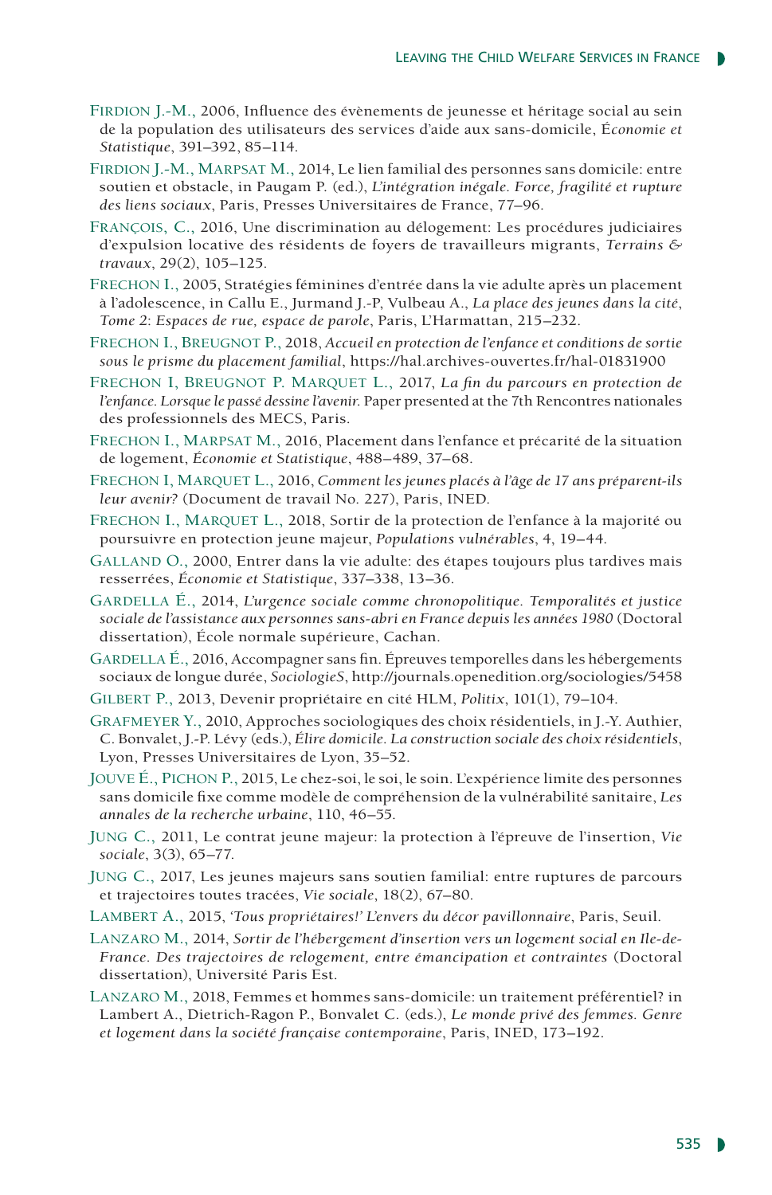Firdion J.-M., 2006, Influence des évènements de jeunesse et héritage social au sein de la population des utilisateurs des services d'aide aux sans-domicile, *Économie et Statistique*, 391–392, 85–114.

Firdion J.-M., Marpsat M., 2014, Le lien familial des personnes sans domicile: entre soutien et obstacle, in Paugam P. (ed.), *L'intégration inégale. Force, fragilité et rupture des liens sociaux*, Paris, Presses Universitaires de France, 77–96.

François, C., 2016, Une discrimination au délogement: Les procédures judiciaires d'expulsion locative des résidents de foyers de travailleurs migrants, *Terrains & travaux*, 29(2), 105–125.

Frechon I., 2005, Stratégies féminines d'entrée dans la vie adulte après un placement à l'adolescence, in Callu E., Jurmand J.-P, Vulbeau A., *La place des jeunes dans la cité, Tome 2: Espaces de rue, espace de parole*, Paris, L'Harmattan, 215–232.

Frechon I., Breugnot P., 2018, *Accueil en protection de l'enfance et conditions de sortie sous le prisme du placement familial*, https://hal.archives-ouvertes.fr/hal-01831900

Frechon I, Breugnot P. Marquet L., 2017, *La fin du parcours en protection de l'enfance. Lorsque le passé dessine l'avenir.* Paper presented at the 7th Rencontres nationales des professionnels des MECS, Paris.

Frechon I., Marpsat M., 2016, Placement dans l'enfance et précarité de la situation de logement, *Économie et Statistique*, 488–489, 37–68.

Frechon I, Marquet L., 2016, *Comment les jeunes placés à l'âge de 17 ans préparent-ils leur avenir?* (Document de travail No. 227), Paris, INED.

Frechon I., Marquet L., 2018, Sortir de la protection de l'enfance à la majorité ou poursuivre en protection jeune majeur, *Populations vulnérables*, 4, 19–44.

Galland O., 2000, Entrer dans la vie adulte: des étapes toujours plus tardives mais resserrées, *Économie et Statistique*, 337–338, 13–36.

Gardella É., 2014, *L'urgence sociale comme chronopolitique. Temporalités et justice sociale de l'assistance aux personnes sans-abri en France depuis les années 1980* (Doctoral dissertation), École normale supérieure, Cachan.

Gardella É., 2016, Accompagner sans fin. Épreuves temporelles dans les hébergements sociaux de longue durée, *SociologieS*, http://journals.openedition.org/sociologies/5458

Gilbert P., 2013, Devenir propriétaire en cité HLM, *Politix*, 101(1), 79–104.

Grafmeyer Y., 2010, Approches sociologiques des choix résidentiels, in J.-Y. Authier, C. Bonvalet, J.-P. Lévy (eds.), *Élire domicile. La construction sociale des choix résidentiels*, Lyon, Presses Universitaires de Lyon, 35–52.

Jouve É., Pichon P., 2015, Le chez-soi, le soi, le soin. L'expérience limite des personnes sans domicile fixe comme modèle de compréhension de la vulnérabilité sanitaire, *Les annales de la recherche urbaine*, 110, 46–55.

Jung C., 2011, Le contrat jeune majeur: la protection à l'épreuve de l'insertion, *Vie sociale*, 3(3), 65–77.

Jung C., 2017, Les jeunes majeurs sans soutien familial: entre ruptures de parcours et trajectoires toutes tracées, *Vie sociale*, 18(2), 67–80.

Lambert A., 2015, *'Tous propriétaires!' L'envers du décor pavillonnaire*, Paris, Seuil.

Lanzaro M., 2014, *Sortir de l'hébergement d'insertion vers un logement social en Ile-de-France. Des trajectoires de relogement, entre émancipation et contraintes* (Doctoral dissertation), Université Paris Est.

Lanzaro M., 2018, Femmes et hommes sans-domicile: un traitement préférentiel? in Lambert A., Dietrich-Ragon P., Bonvalet C. (eds.), *Le monde privé des femmes. Genre et logement dans la société française contemporaine*, Paris, INED, 173–192.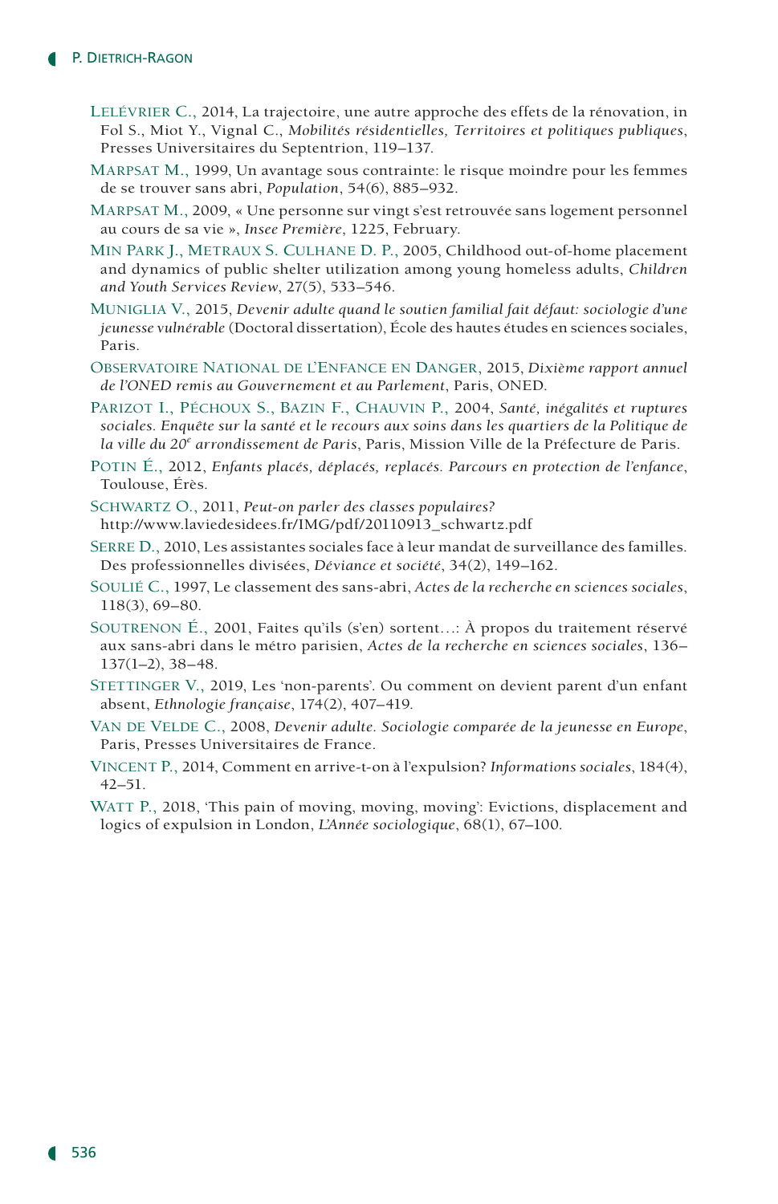Lelévrier C., 2014, La trajectoire, une autre approche des effets de la rénovation, in Fol S., Miot Y., Vignal C., *Mobilités résidentielles, Territoires et politiques publiques*, Presses Universitaires du Septentrion, 119–137.

Marpsat M., 1999, Un avantage sous contrainte: le risque moindre pour les femmes de se trouver sans abri, *Population*, 54(6), 885–932.

Marpsat M., 2009, « Une personne sur vingt s'est retrouvée sans logement personnel au cours de sa vie », *Insee Première*, 1225, February.

Min Park J., Metraux S. Culhane D. P., 2005, Childhood out-of-home placement and dynamics of public shelter utilization among young homeless adults, *Children and Youth Services Review*, 27(5), 533–546.

Muniglia V., 2015, *Devenir adulte quand le soutien familial fait défaut: sociologie d'une jeunesse vulnérable* (Doctoral dissertation), École des hautes études en sciences sociales, Paris.

Observatoire National de l'Enfance en Danger, 2015, *Dixième rapport annuel de l'ONED remis au Gouvernement et au Parlement*, Paris, ONED.

Parizot I., Péchoux S., Bazin F., Chauvin P., 2004, *Santé, inégalités et ruptures sociales. Enquête sur la santé et le recours aux soins dans les quartiers de la Politique de la ville du 20e arrondissement de Paris*, Paris, Mission Ville de la Préfecture de Paris.

Potin É., 2012, *Enfants placés, déplacés, replacés. Parcours en protection de l'enfance*, Toulouse, Érès.

Schwartz O., 2011, *Peut-on parler des classes populaires?* http://www.laviedesidees.fr/IMG/pdf/20110913_schwartz.pdf

Serre D., 2010, Les assistantes sociales face à leur mandat de surveillance des familles. Des professionnelles divisées, *Déviance et société*, 34(2), 149–162.

Soulié C., 1997, Le classement des sans-abri, *Actes de la recherche en sciences sociales*, 118(3), 69–80.

Soutrenon É., 2001, Faites qu'ils (s'en) sortent…: À propos du traitement réservé aux sans-abri dans le métro parisien, *Actes de la recherche en sciences sociales*, 136–137(1–2), 38–48.

Stettinger V., 2019, Les 'non-parents'. Ou comment on devient parent d'un enfant absent, *Ethnologie française*, 174(2), 407–419.

Van de Velde C., 2008, *Devenir adulte. Sociologie comparée de la jeunesse en Europe*, Paris, Presses Universitaires de France.

Vincent P., 2014, Comment en arrive-t-on à l'expulsion? *Informations sociales*, 184(4), 42–51.

Watt P., 2018, 'This pain of moving, moving, moving': Evictions, displacement and logics of expulsion in London, *L'Année sociologique*, 68(1), 67–100.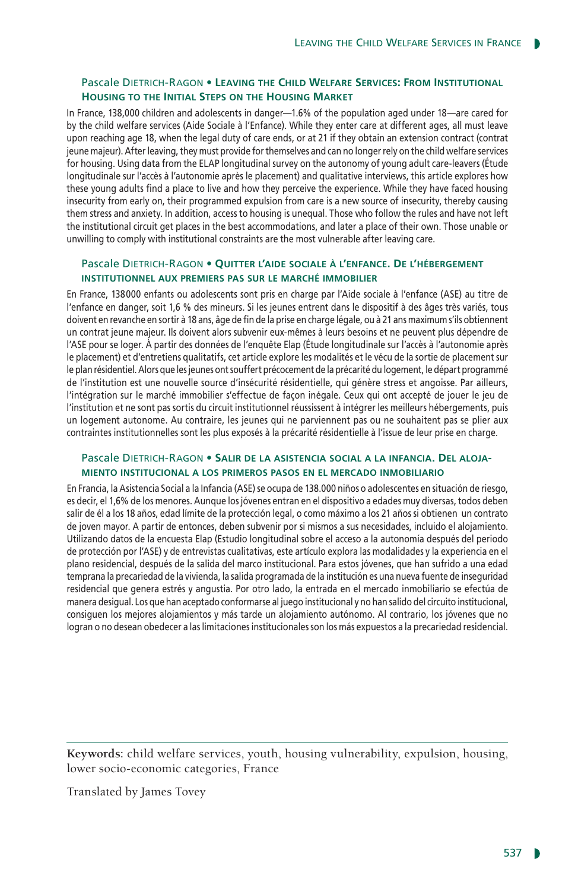## Pascale Dietrich-Ragon • Leaving the Child Welfare Services: From Institutional Housing to the Initial Steps on the Housing Market

In France, 138,000 children and adolescents in danger—1.6% of the population aged under 18—are cared for by the child welfare services (Aide Sociale à l'Enfance). While they enter care at different ages, all must leave upon reaching age 18, when the legal duty of care ends, or at 21 if they obtain an extension contract (contrat jeune majeur). After leaving, they must provide for themselves and can no longer rely on the child welfare services for housing. Using data from the ELAP longitudinal survey on the autonomy of young adult care-leavers (Étude longitudinale sur l'accès à l'autonomie après le placement) and qualitative interviews, this article explores how these young adults find a place to live and how they perceive the experience. While they have faced housing insecurity from early on, their programmed expulsion from care is a new source of insecurity, thereby causing them stress and anxiety. In addition, access to housing is unequal. Those who follow the rules and have not left the institutional circuit get places in the best accommodations, and later a place of their own. Those unable or unwilling to comply with institutional constraints are the most vulnerable after leaving care.

## Pascale Dietrich-Ragon • Quitter l'Aide sociale à l'enfance. De l'hébergement institutionnel aux premiers pas sur le marché immobilier

En France, 138000 enfants ou adolescents sont pris en charge par l'Aide sociale à l'enfance (ASE) au titre de l'enfance en danger, soit 1,6 % des mineurs. Si les jeunes entrent dans le dispositif à des âges très variés, tous doivent en revanche en sortir à 18 ans, âge de fin de la prise en charge légale, ou à 21 ans maximum s'ils obtiennent un contrat jeune majeur. Ils doivent alors subvenir eux-mêmes à leurs besoins et ne peuvent plus dépendre de l'ASE pour se loger. À partir des données de l'enquête Elap (Étude longitudinale sur l'accès à l'autonomie après le placement) et d'entretiens qualitatifs, cet article explore les modalités et le vécu de la sortie de placement sur le plan résidentiel. Alors que les jeunes ont souffert précocement de la précarité du logement, le départ programmé de l'institution est une nouvelle source d'insécurité résidentielle, qui génère stress et angoisse. Par ailleurs, l'intégration sur le marché immobilier s'effectue de façon inégale. Ceux qui ont accepté de jouer le jeu de l'institution et ne sont pas sortis du circuit institutionnel réussissent à intégrer les meilleurs hébergements, puis un logement autonome. Au contraire, les jeunes qui ne parviennent pas ou ne souhaitent pas se plier aux contraintes institutionnelles sont les plus exposés à la précarité résidentielle à l'issue de leur prise en charge.

## Pascale Dietrich-Ragon • Salir de la Asistencia social a la infancia. Del alojamiento institucional a los primeros pasos en el mercado inmobiliario

En Francia, la Asistencia Social a la Infancia (ASE) se ocupa de 138.000 niños o adolescentes en situación de riesgo, es decir, el 1,6% de los menores. Aunque los jóvenes entran en el dispositivo a edades muy diversas, todos deben salir de él a los 18 años, edad límite de la protección legal, o como máximo a los 21 años si obtienen un contrato de joven mayor. A partir de entonces, deben subvenir por si mismos a sus necesidades, incluido el alojamiento. Utilizando datos de la encuesta Elap (Estudio longitudinal sobre el acceso a la autonomía después del periodo de protección por l'ASE) y de entrevistas cualitativas, este artículo explora las modalidades y la experiencia en el plano residencial, después de la salida del marco institucional. Para estos jóvenes, que han sufrido a una edad temprana la precariedad de la vivienda, la salida programada de la institución es una nueva fuente de inseguridad residencial que genera estrés y angustia. Por otro lado, la entrada en el mercado inmobiliario se efectúa de manera desigual. Los que han aceptado conformarse al juego institucional y no han salido del circuito institucional, consiguen los mejores alojamientos y más tarde un alojamiento autónomo. Al contrario, los jóvenes que no logran o no desean obedecer a las limitaciones institucionales son los más expuestos a la precariedad residencial.

---

**Keywords**: child welfare services, youth, housing vulnerability, expulsion, housing, lower socio-economic categories, France

Translated by James Tovey